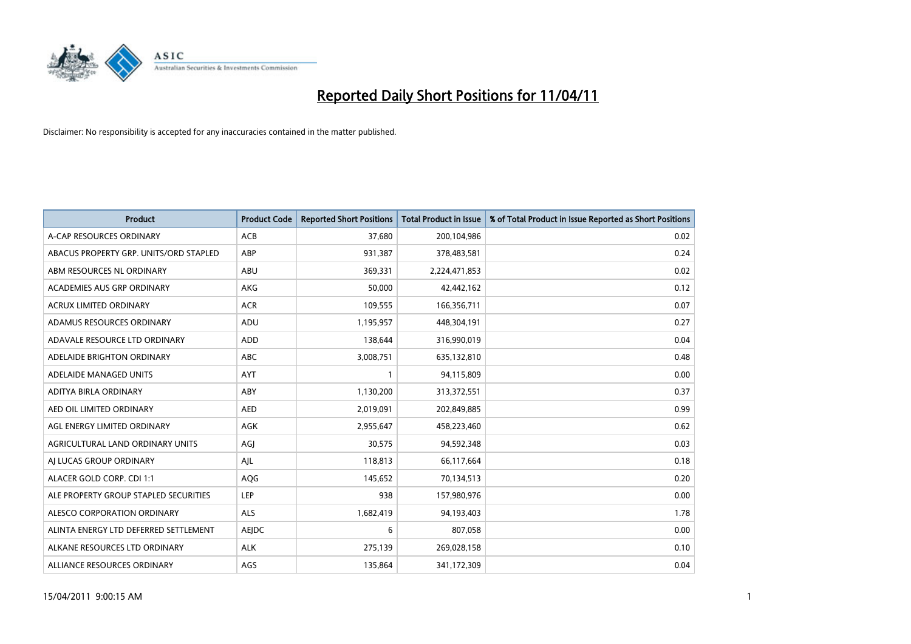# Reported Daily Short Positions for 11/04/11

Disclaimer: No responsibility is accepted for any inaccuracies contained in the matter published.

| Product | Product Code | Reported Short Positions | Total Product in Issue | % of Total Product in Issue Reported as Short Positions |
|---|---|---|---|---|
| A-CAP RESOURCES ORDINARY | ACB | 37,680 | 200,104,986 | 0.02 |
| ABACUS PROPERTY GRP. UNITS/ORD STAPLED | ABP | 931,387 | 378,483,581 | 0.24 |
| ABM RESOURCES NL ORDINARY | ABU | 369,331 | 2,224,471,853 | 0.02 |
| ACADEMIES AUS GRP ORDINARY | AKG | 50,000 | 42,442,162 | 0.12 |
| ACRUX LIMITED ORDINARY | ACR | 109,555 | 166,356,711 | 0.07 |
| ADAMUS RESOURCES ORDINARY | ADU | 1,195,957 | 448,304,191 | 0.27 |
| ADAVALE RESOURCE LTD ORDINARY | ADD | 138,644 | 316,990,019 | 0.04 |
| ADELAIDE BRIGHTON ORDINARY | ABC | 3,008,751 | 635,132,810 | 0.48 |
| ADELAIDE MANAGED UNITS | AYT | 1 | 94,115,809 | 0.00 |
| ADITYA BIRLA ORDINARY | ABY | 1,130,200 | 313,372,551 | 0.37 |
| AED OIL LIMITED ORDINARY | AED | 2,019,091 | 202,849,885 | 0.99 |
| AGL ENERGY LIMITED ORDINARY | AGK | 2,955,647 | 458,223,460 | 0.62 |
| AGRICULTURAL LAND ORDINARY UNITS | AGJ | 30,575 | 94,592,348 | 0.03 |
| AJ LUCAS GROUP ORDINARY | AJL | 118,813 | 66,117,664 | 0.18 |
| ALACER GOLD CORP. CDI 1:1 | AQG | 145,652 | 70,134,513 | 0.20 |
| ALE PROPERTY GROUP STAPLED SECURITIES | LEP | 938 | 157,980,976 | 0.00 |
| ALESCO CORPORATION ORDINARY | ALS | 1,682,419 | 94,193,403 | 1.78 |
| ALINTA ENERGY LTD DEFERRED SETTLEMENT | AEJDC | 6 | 807,058 | 0.00 |
| ALKANE RESOURCES LTD ORDINARY | ALK | 275,139 | 269,028,158 | 0.10 |
| ALLIANCE RESOURCES ORDINARY | AGS | 135,864 | 341,172,309 | 0.04 |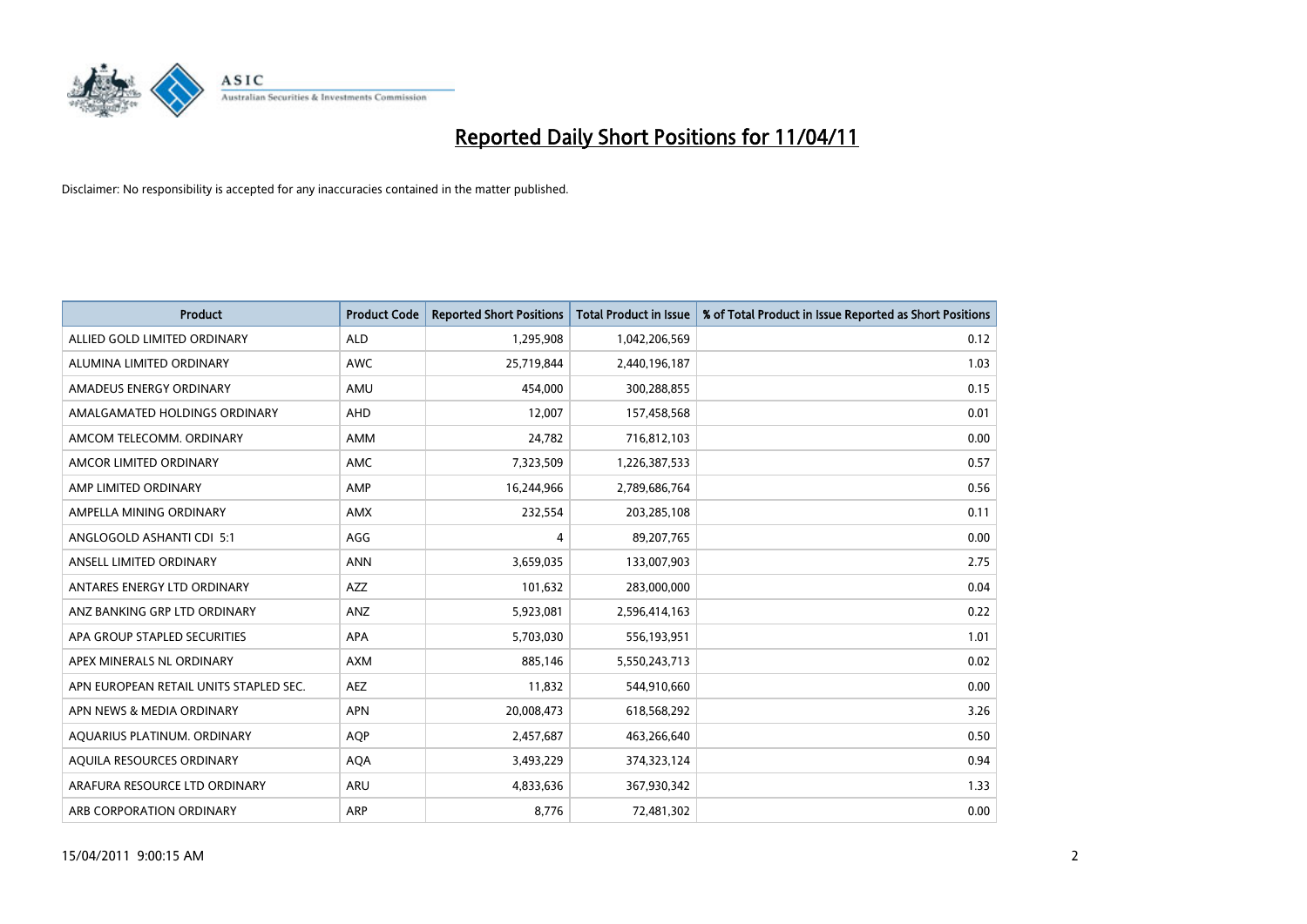# Reported Daily Short Positions for 11/04/11

Disclaimer: No responsibility is accepted for any inaccuracies contained in the matter published.

| Product | Product Code | Reported Short Positions | Total Product in Issue | % of Total Product in Issue Reported as Short Positions |
|---|---|---|---|---|
| ALLIED GOLD LIMITED ORDINARY | ALD | 1,295,908 | 1,042,206,569 | 0.12 |
| ALUMINA LIMITED ORDINARY | AWC | 25,719,844 | 2,440,196,187 | 1.03 |
| AMADEUS ENERGY ORDINARY | AMU | 454,000 | 300,288,855 | 0.15 |
| AMALGAMATED HOLDINGS ORDINARY | AHD | 12,007 | 157,458,568 | 0.01 |
| AMCOM TELECOMM. ORDINARY | AMM | 24,782 | 716,812,103 | 0.00 |
| AMCOR LIMITED ORDINARY | AMC | 7,323,509 | 1,226,387,533 | 0.57 |
| AMP LIMITED ORDINARY | AMP | 16,244,966 | 2,789,686,764 | 0.56 |
| AMPELLA MINING ORDINARY | AMX | 232,554 | 203,285,108 | 0.11 |
| ANGLOGOLD ASHANTI CDI 5:1 | AGG | 4 | 89,207,765 | 0.00 |
| ANSELL LIMITED ORDINARY | ANN | 3,659,035 | 133,007,903 | 2.75 |
| ANTARES ENERGY LTD ORDINARY | AZZ | 101,632 | 283,000,000 | 0.04 |
| ANZ BANKING GRP LTD ORDINARY | ANZ | 5,923,081 | 2,596,414,163 | 0.22 |
| APA GROUP STAPLED SECURITIES | APA | 5,703,030 | 556,193,951 | 1.01 |
| APEX MINERALS NL ORDINARY | AXM | 885,146 | 5,550,243,713 | 0.02 |
| APN EUROPEAN RETAIL UNITS STAPLED SEC. | AEZ | 11,832 | 544,910,660 | 0.00 |
| APN NEWS & MEDIA ORDINARY | APN | 20,008,473 | 618,568,292 | 3.26 |
| AQUARIUS PLATINUM. ORDINARY | AQP | 2,457,687 | 463,266,640 | 0.50 |
| AQUILA RESOURCES ORDINARY | AQA | 3,493,229 | 374,323,124 | 0.94 |
| ARAFURA RESOURCE LTD ORDINARY | ARU | 4,833,636 | 367,930,342 | 1.33 |
| ARB CORPORATION ORDINARY | ARP | 8,776 | 72,481,302 | 0.00 |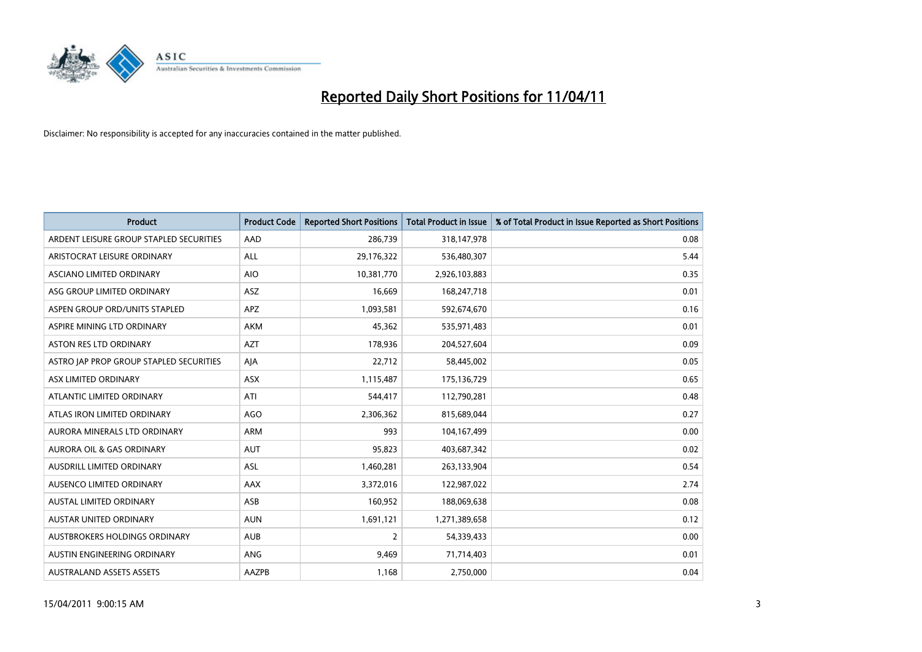# Reported Daily Short Positions for 11/04/11

Disclaimer: No responsibility is accepted for any inaccuracies contained in the matter published.

| Product | Product Code | Reported Short Positions | Total Product in Issue | % of Total Product in Issue Reported as Short Positions |
|---|---|---|---|---|
| ARDENT LEISURE GROUP STAPLED SECURITIES | AAD | 286,739 | 318,147,978 | 0.08 |
| ARISTOCRAT LEISURE ORDINARY | ALL | 29,176,322 | 536,480,307 | 5.44 |
| ASCIANO LIMITED ORDINARY | AIO | 10,381,770 | 2,926,103,883 | 0.35 |
| ASG GROUP LIMITED ORDINARY | ASZ | 16,669 | 168,247,718 | 0.01 |
| ASPEN GROUP ORD/UNITS STAPLED | APZ | 1,093,581 | 592,674,670 | 0.16 |
| ASPIRE MINING LTD ORDINARY | AKM | 45,362 | 535,971,483 | 0.01 |
| ASTON RES LTD ORDINARY | AZT | 178,936 | 204,527,604 | 0.09 |
| ASTRO JAP PROP GROUP STAPLED SECURITIES | AJA | 22,712 | 58,445,002 | 0.05 |
| ASX LIMITED ORDINARY | ASX | 1,115,487 | 175,136,729 | 0.65 |
| ATLANTIC LIMITED ORDINARY | ATI | 544,417 | 112,790,281 | 0.48 |
| ATLAS IRON LIMITED ORDINARY | AGO | 2,306,362 | 815,689,044 | 0.27 |
| AURORA MINERALS LTD ORDINARY | ARM | 993 | 104,167,499 | 0.00 |
| AURORA OIL & GAS ORDINARY | AUT | 95,823 | 403,687,342 | 0.02 |
| AUSDRILL LIMITED ORDINARY | ASL | 1,460,281 | 263,133,904 | 0.54 |
| AUSENCO LIMITED ORDINARY | AAX | 3,372,016 | 122,987,022 | 2.74 |
| AUSTAL LIMITED ORDINARY | ASB | 160,952 | 188,069,638 | 0.08 |
| AUSTAR UNITED ORDINARY | AUN | 1,691,121 | 1,271,389,658 | 0.12 |
| AUSTBROKERS HOLDINGS ORDINARY | AUB | 2 | 54,339,433 | 0.00 |
| AUSTIN ENGINEERING ORDINARY | ANG | 9,469 | 71,714,403 | 0.01 |
| AUSTRALAND ASSETS ASSETS | AAZPB | 1,168 | 2,750,000 | 0.04 |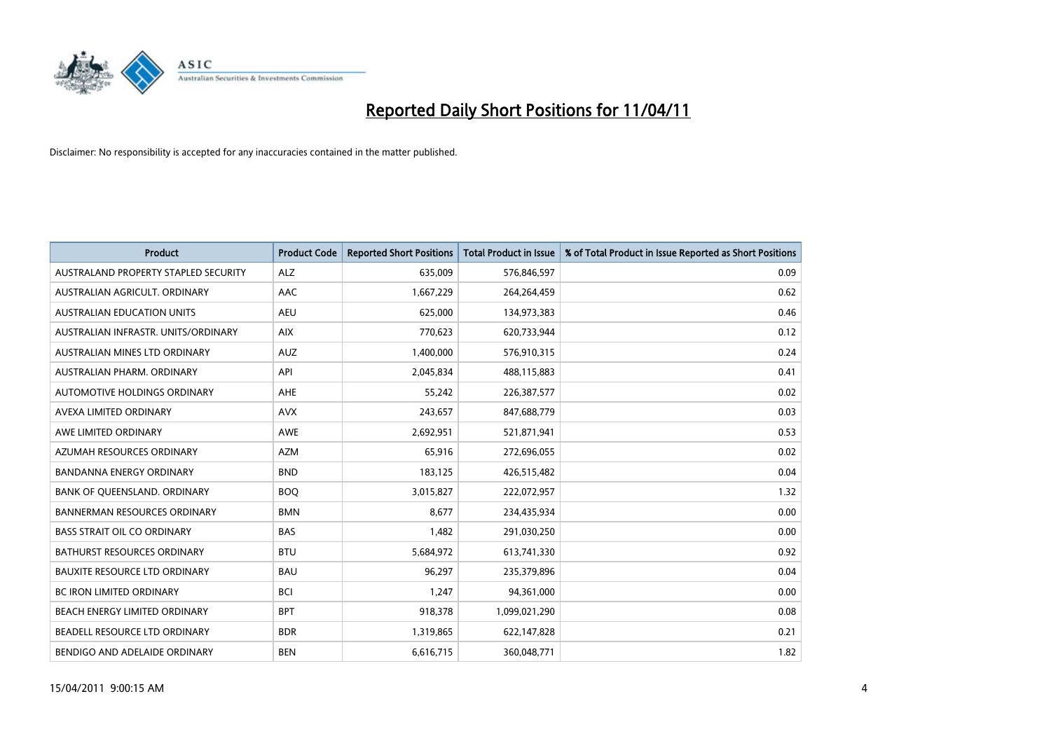# Reported Daily Short Positions for 11/04/11

Disclaimer: No responsibility is accepted for any inaccuracies contained in the matter published.

| Product | Product Code | Reported Short Positions | Total Product in Issue | % of Total Product in Issue Reported as Short Positions |
|---|---|---|---|---|
| AUSTRALAND PROPERTY STAPLED SECURITY | ALZ | 635,009 | 576,846,597 | 0.09 |
| AUSTRALIAN AGRICULT. ORDINARY | AAC | 1,667,229 | 264,264,459 | 0.62 |
| AUSTRALIAN EDUCATION UNITS | AEU | 625,000 | 134,973,383 | 0.46 |
| AUSTRALIAN INFRASTR. UNITS/ORDINARY | AIX | 770,623 | 620,733,944 | 0.12 |
| AUSTRALIAN MINES LTD ORDINARY | AUZ | 1,400,000 | 576,910,315 | 0.24 |
| AUSTRALIAN PHARM. ORDINARY | API | 2,045,834 | 488,115,883 | 0.41 |
| AUTOMOTIVE HOLDINGS ORDINARY | AHE | 55,242 | 226,387,577 | 0.02 |
| AVEXA LIMITED ORDINARY | AVX | 243,657 | 847,688,779 | 0.03 |
| AWE LIMITED ORDINARY | AWE | 2,692,951 | 521,871,941 | 0.53 |
| AZUMAH RESOURCES ORDINARY | AZM | 65,916 | 272,696,055 | 0.02 |
| BANDANNA ENERGY ORDINARY | BND | 183,125 | 426,515,482 | 0.04 |
| BANK OF QUEENSLAND. ORDINARY | BOQ | 3,015,827 | 222,072,957 | 1.32 |
| BANNERMAN RESOURCES ORDINARY | BMN | 8,677 | 234,435,934 | 0.00 |
| BASS STRAIT OIL CO ORDINARY | BAS | 1,482 | 291,030,250 | 0.00 |
| BATHURST RESOURCES ORDINARY | BTU | 5,684,972 | 613,741,330 | 0.92 |
| BAUXITE RESOURCE LTD ORDINARY | BAU | 96,297 | 235,379,896 | 0.04 |
| BC IRON LIMITED ORDINARY | BCI | 1,247 | 94,361,000 | 0.00 |
| BEACH ENERGY LIMITED ORDINARY | BPT | 918,378 | 1,099,021,290 | 0.08 |
| BEADELL RESOURCE LTD ORDINARY | BDR | 1,319,865 | 622,147,828 | 0.21 |
| BENDIGO AND ADELAIDE ORDINARY | BEN | 6,616,715 | 360,048,771 | 1.82 |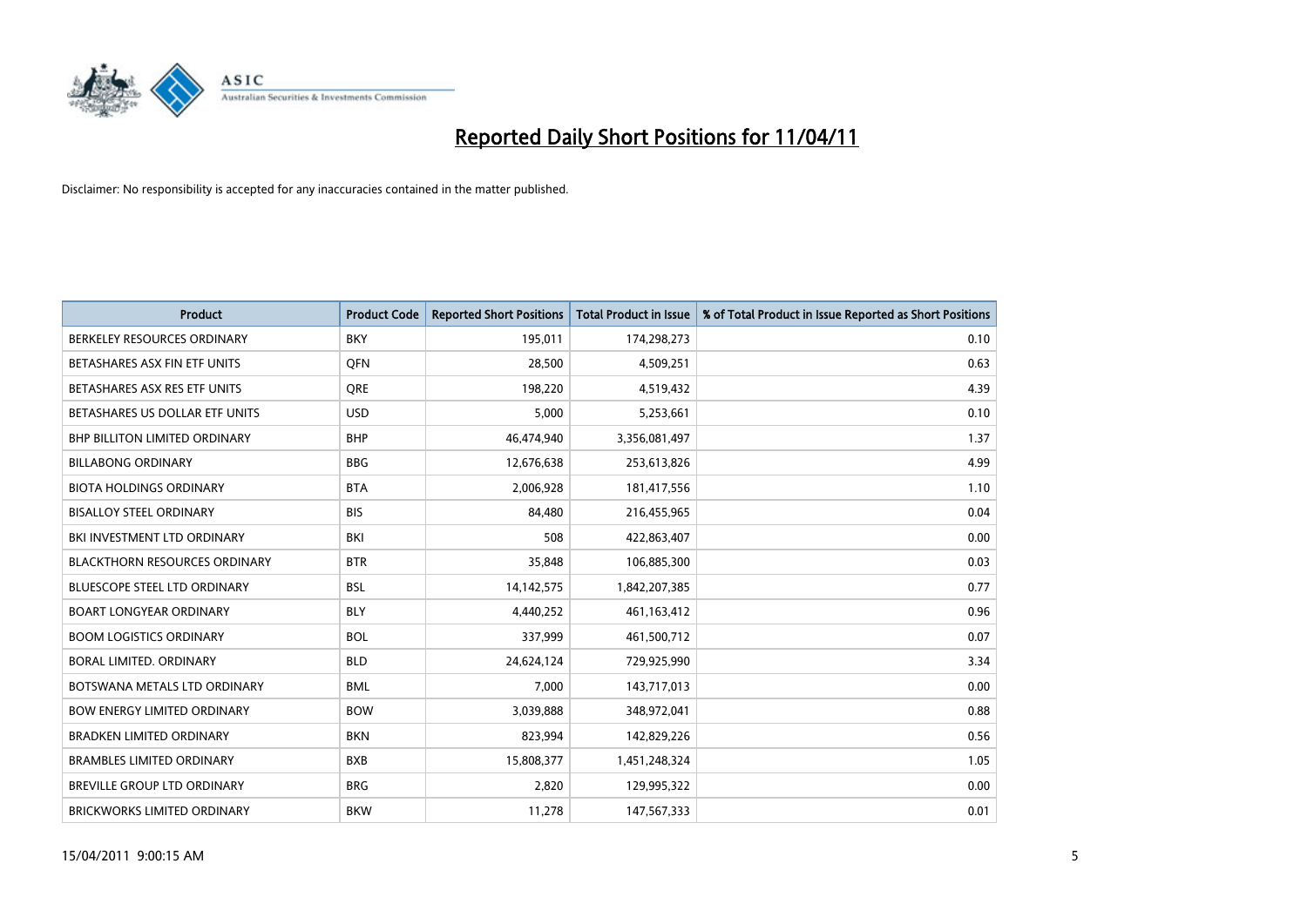# Reported Daily Short Positions for 11/04/11

Disclaimer: No responsibility is accepted for any inaccuracies contained in the matter published.

| Product | Product Code | Reported Short Positions | Total Product in Issue | % of Total Product in Issue Reported as Short Positions |
|---|---|---|---|---|
| BERKELEY RESOURCES ORDINARY | BKY | 195,011 | 174,298,273 | 0.10 |
| BETASHARES ASX FIN ETF UNITS | QFN | 28,500 | 4,509,251 | 0.63 |
| BETASHARES ASX RES ETF UNITS | QRE | 198,220 | 4,519,432 | 4.39 |
| BETASHARES US DOLLAR ETF UNITS | USD | 5,000 | 5,253,661 | 0.10 |
| BHP BILLITON LIMITED ORDINARY | BHP | 46,474,940 | 3,356,081,497 | 1.37 |
| BILLABONG ORDINARY | BBG | 12,676,638 | 253,613,826 | 4.99 |
| BIOTA HOLDINGS ORDINARY | BTA | 2,006,928 | 181,417,556 | 1.10 |
| BISALLOY STEEL ORDINARY | BIS | 84,480 | 216,455,965 | 0.04 |
| BKI INVESTMENT LTD ORDINARY | BKI | 508 | 422,863,407 | 0.00 |
| BLACKTHORN RESOURCES ORDINARY | BTR | 35,848 | 106,885,300 | 0.03 |
| BLUESCOPE STEEL LTD ORDINARY | BSL | 14,142,575 | 1,842,207,385 | 0.77 |
| BOART LONGYEAR ORDINARY | BLY | 4,440,252 | 461,163,412 | 0.96 |
| BOOM LOGISTICS ORDINARY | BOL | 337,999 | 461,500,712 | 0.07 |
| BORAL LIMITED. ORDINARY | BLD | 24,624,124 | 729,925,990 | 3.34 |
| BOTSWANA METALS LTD ORDINARY | BML | 7,000 | 143,717,013 | 0.00 |
| BOW ENERGY LIMITED ORDINARY | BOW | 3,039,888 | 348,972,041 | 0.88 |
| BRADKEN LIMITED ORDINARY | BKN | 823,994 | 142,829,226 | 0.56 |
| BRAMBLES LIMITED ORDINARY | BXB | 15,808,377 | 1,451,248,324 | 1.05 |
| BREVILLE GROUP LTD ORDINARY | BRG | 2,820 | 129,995,322 | 0.00 |
| BRICKWORKS LIMITED ORDINARY | BKW | 11,278 | 147,567,333 | 0.01 |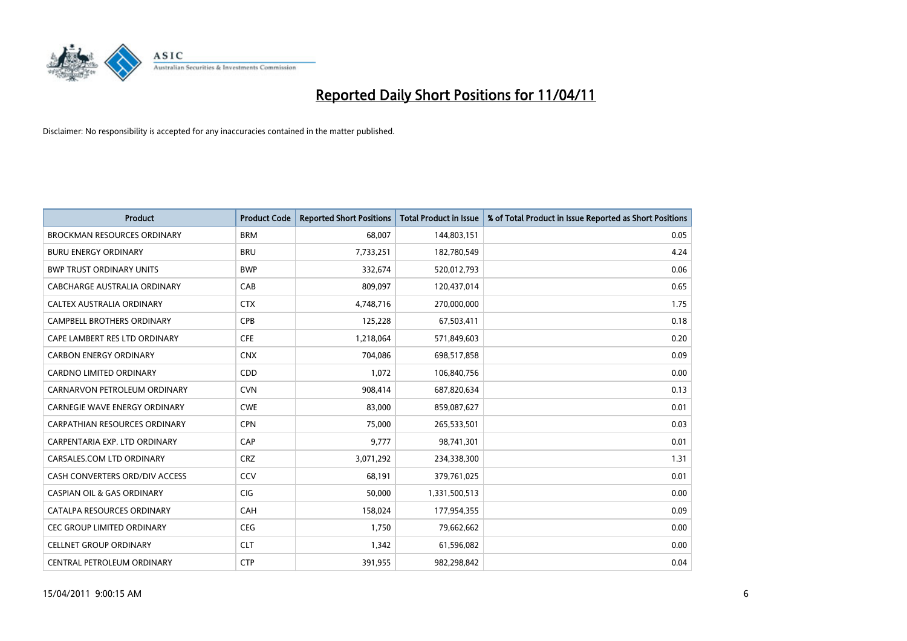# Reported Daily Short Positions for 11/04/11

Disclaimer: No responsibility is accepted for any inaccuracies contained in the matter published.

| Product | Product Code | Reported Short Positions | Total Product in Issue | % of Total Product in Issue Reported as Short Positions |
|---|---|---|---|---|
| BROCKMAN RESOURCES ORDINARY | BRM | 68,007 | 144,803,151 | 0.05 |
| BURU ENERGY ORDINARY | BRU | 7,733,251 | 182,780,549 | 4.24 |
| BWP TRUST ORDINARY UNITS | BWP | 332,674 | 520,012,793 | 0.06 |
| CABCHARGE AUSTRALIA ORDINARY | CAB | 809,097 | 120,437,014 | 0.65 |
| CALTEX AUSTRALIA ORDINARY | CTX | 4,748,716 | 270,000,000 | 1.75 |
| CAMPBELL BROTHERS ORDINARY | CPB | 125,228 | 67,503,411 | 0.18 |
| CAPE LAMBERT RES LTD ORDINARY | CFE | 1,218,064 | 571,849,603 | 0.20 |
| CARBON ENERGY ORDINARY | CNX | 704,086 | 698,517,858 | 0.09 |
| CARDNO LIMITED ORDINARY | CDD | 1,072 | 106,840,756 | 0.00 |
| CARNARVON PETROLEUM ORDINARY | CVN | 908,414 | 687,820,634 | 0.13 |
| CARNEGIE WAVE ENERGY ORDINARY | CWE | 83,000 | 859,087,627 | 0.01 |
| CARPATHIAN RESOURCES ORDINARY | CPN | 75,000 | 265,533,501 | 0.03 |
| CARPENTARIA EXP. LTD ORDINARY | CAP | 9,777 | 98,741,301 | 0.01 |
| CARSALES.COM LTD ORDINARY | CRZ | 3,071,292 | 234,338,300 | 1.31 |
| CASH CONVERTERS ORD/DIV ACCESS | CCV | 68,191 | 379,761,025 | 0.01 |
| CASPIAN OIL & GAS ORDINARY | CIG | 50,000 | 1,331,500,513 | 0.00 |
| CATALPA RESOURCES ORDINARY | CAH | 158,024 | 177,954,355 | 0.09 |
| CEC GROUP LIMITED ORDINARY | CEG | 1,750 | 79,662,662 | 0.00 |
| CELLNET GROUP ORDINARY | CLT | 1,342 | 61,596,082 | 0.00 |
| CENTRAL PETROLEUM ORDINARY | CTP | 391,955 | 982,298,842 | 0.04 |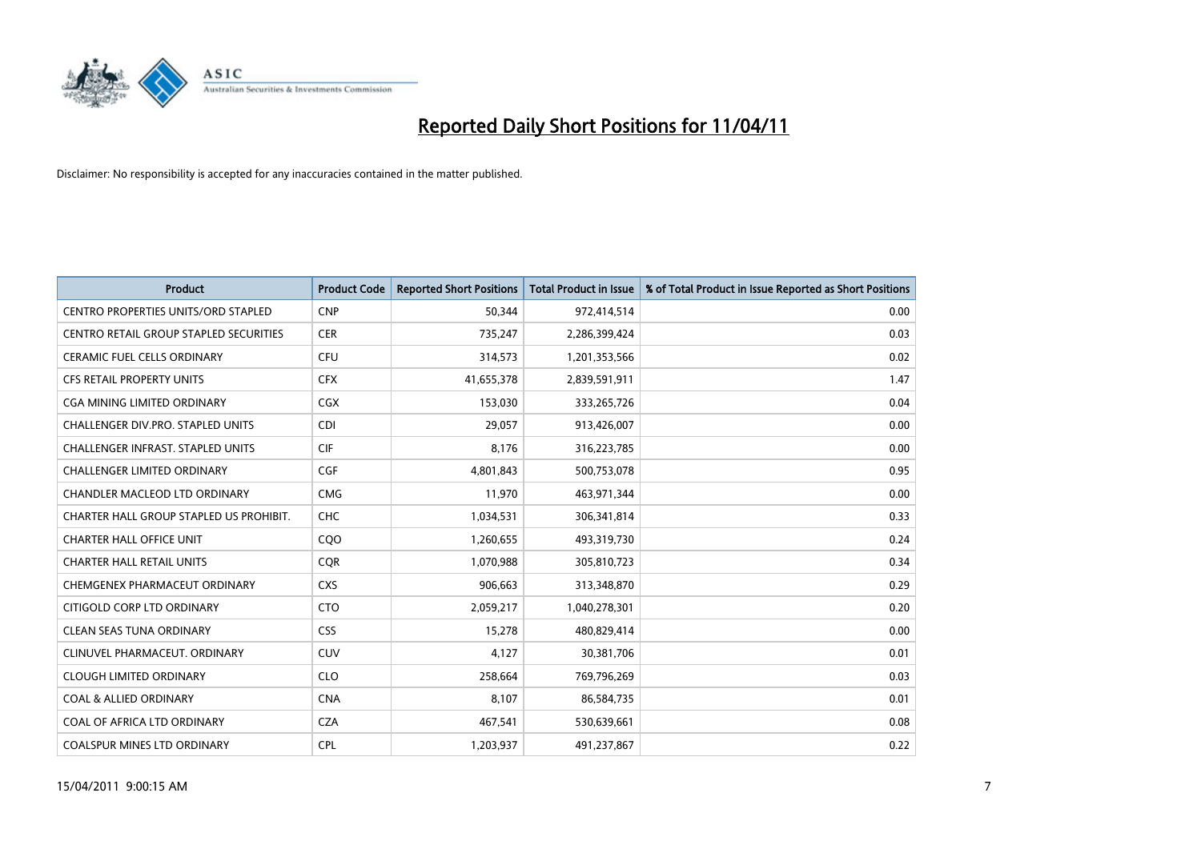# Reported Daily Short Positions for 11/04/11

Disclaimer: No responsibility is accepted for any inaccuracies contained in the matter published.

| Product | Product Code | Reported Short Positions | Total Product in Issue | % of Total Product in Issue Reported as Short Positions |
|---|---|---|---|---|
| CENTRO PROPERTIES UNITS/ORD STAPLED | CNP | 50,344 | 972,414,514 | 0.00 |
| CENTRO RETAIL GROUP STAPLED SECURITIES | CER | 735,247 | 2,286,399,424 | 0.03 |
| CERAMIC FUEL CELLS ORDINARY | CFU | 314,573 | 1,201,353,566 | 0.02 |
| CFS RETAIL PROPERTY UNITS | CFX | 41,655,378 | 2,839,591,911 | 1.47 |
| CGA MINING LIMITED ORDINARY | CGX | 153,030 | 333,265,726 | 0.04 |
| CHALLENGER DIV.PRO. STAPLED UNITS | CDI | 29,057 | 913,426,007 | 0.00 |
| CHALLENGER INFRAST. STAPLED UNITS | CIF | 8,176 | 316,223,785 | 0.00 |
| CHALLENGER LIMITED ORDINARY | CGF | 4,801,843 | 500,753,078 | 0.95 |
| CHANDLER MACLEOD LTD ORDINARY | CMG | 11,970 | 463,971,344 | 0.00 |
| CHARTER HALL GROUP STAPLED US PROHIBIT. | CHC | 1,034,531 | 306,341,814 | 0.33 |
| CHARTER HALL OFFICE UNIT | CQO | 1,260,655 | 493,319,730 | 0.24 |
| CHARTER HALL RETAIL UNITS | CQR | 1,070,988 | 305,810,723 | 0.34 |
| CHEMGENEX PHARMACEUT ORDINARY | CXS | 906,663 | 313,348,870 | 0.29 |
| CITIGOLD CORP LTD ORDINARY | CTO | 2,059,217 | 1,040,278,301 | 0.20 |
| CLEAN SEAS TUNA ORDINARY | CSS | 15,278 | 480,829,414 | 0.00 |
| CLINUVEL PHARMACEUT. ORDINARY | CUV | 4,127 | 30,381,706 | 0.01 |
| CLOUGH LIMITED ORDINARY | CLO | 258,664 | 769,796,269 | 0.03 |
| COAL & ALLIED ORDINARY | CNA | 8,107 | 86,584,735 | 0.01 |
| COAL OF AFRICA LTD ORDINARY | CZA | 467,541 | 530,639,661 | 0.08 |
| COALSPUR MINES LTD ORDINARY | CPL | 1,203,937 | 491,237,867 | 0.22 |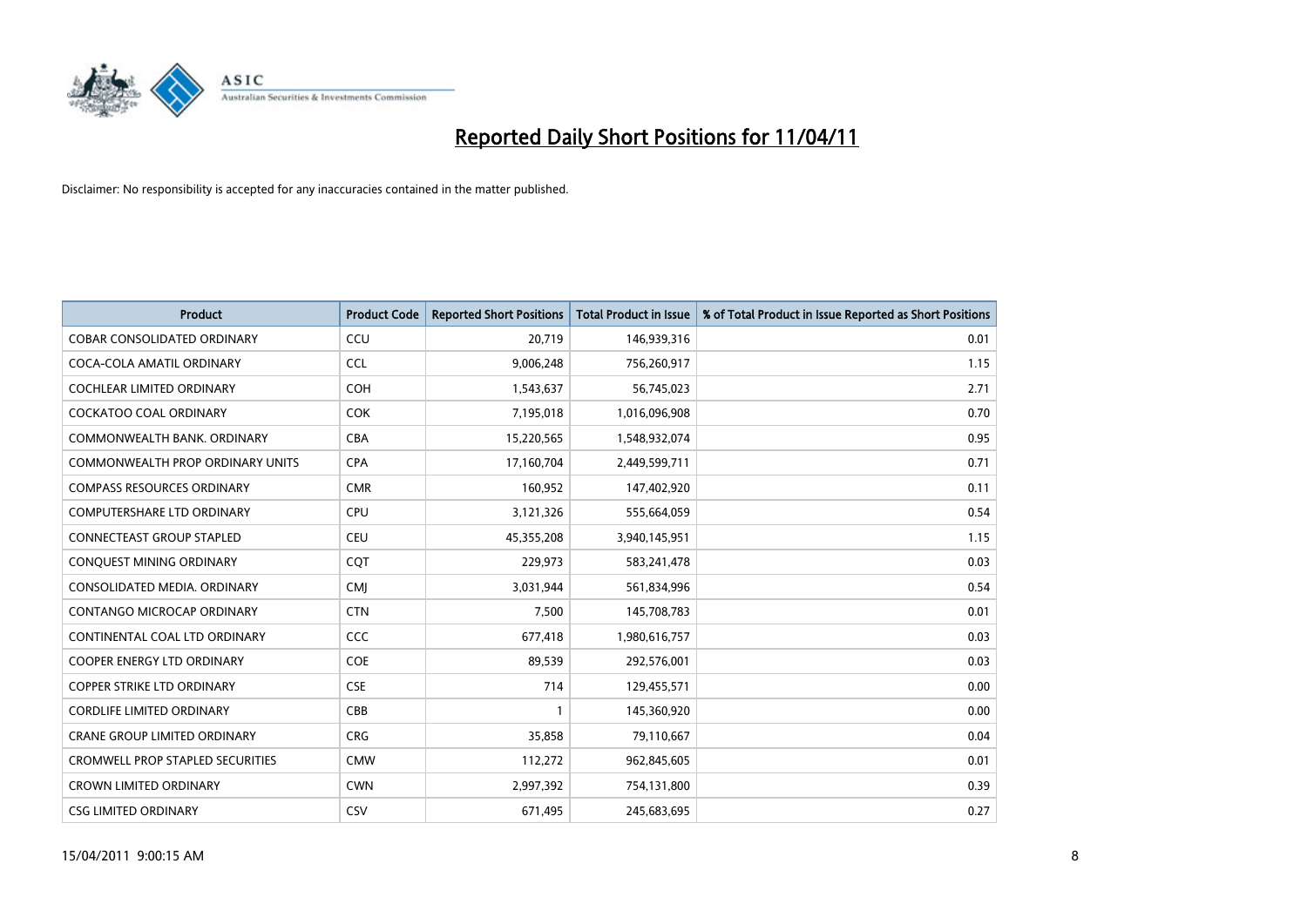# Reported Daily Short Positions for 11/04/11

Disclaimer: No responsibility is accepted for any inaccuracies contained in the matter published.

| Product | Product Code | Reported Short Positions | Total Product in Issue | % of Total Product in Issue Reported as Short Positions |
|---|---|---|---|---|
| COBAR CONSOLIDATED ORDINARY | CCU | 20,719 | 146,939,316 | 0.01 |
| COCA-COLA AMATIL ORDINARY | CCL | 9,006,248 | 756,260,917 | 1.15 |
| COCHLEAR LIMITED ORDINARY | COH | 1,543,637 | 56,745,023 | 2.71 |
| COCKATOO COAL ORDINARY | COK | 7,195,018 | 1,016,096,908 | 0.70 |
| COMMONWEALTH BANK. ORDINARY | CBA | 15,220,565 | 1,548,932,074 | 0.95 |
| COMMONWEALTH PROP ORDINARY UNITS | CPA | 17,160,704 | 2,449,599,711 | 0.71 |
| COMPASS RESOURCES ORDINARY | CMR | 160,952 | 147,402,920 | 0.11 |
| COMPUTERSHARE LTD ORDINARY | CPU | 3,121,326 | 555,664,059 | 0.54 |
| CONNECTEAST GROUP STAPLED | CEU | 45,355,208 | 3,940,145,951 | 1.15 |
| CONQUEST MINING ORDINARY | CQT | 229,973 | 583,241,478 | 0.03 |
| CONSOLIDATED MEDIA. ORDINARY | CMJ | 3,031,944 | 561,834,996 | 0.54 |
| CONTANGO MICROCAP ORDINARY | CTN | 7,500 | 145,708,783 | 0.01 |
| CONTINENTAL COAL LTD ORDINARY | CCC | 677,418 | 1,980,616,757 | 0.03 |
| COOPER ENERGY LTD ORDINARY | COE | 89,539 | 292,576,001 | 0.03 |
| COPPER STRIKE LTD ORDINARY | CSE | 714 | 129,455,571 | 0.00 |
| CORDLIFE LIMITED ORDINARY | CBB | 1 | 145,360,920 | 0.00 |
| CRANE GROUP LIMITED ORDINARY | CRG | 35,858 | 79,110,667 | 0.04 |
| CROMWELL PROP STAPLED SECURITIES | CMW | 112,272 | 962,845,605 | 0.01 |
| CROWN LIMITED ORDINARY | CWN | 2,997,392 | 754,131,800 | 0.39 |
| CSG LIMITED ORDINARY | CSV | 671,495 | 245,683,695 | 0.27 |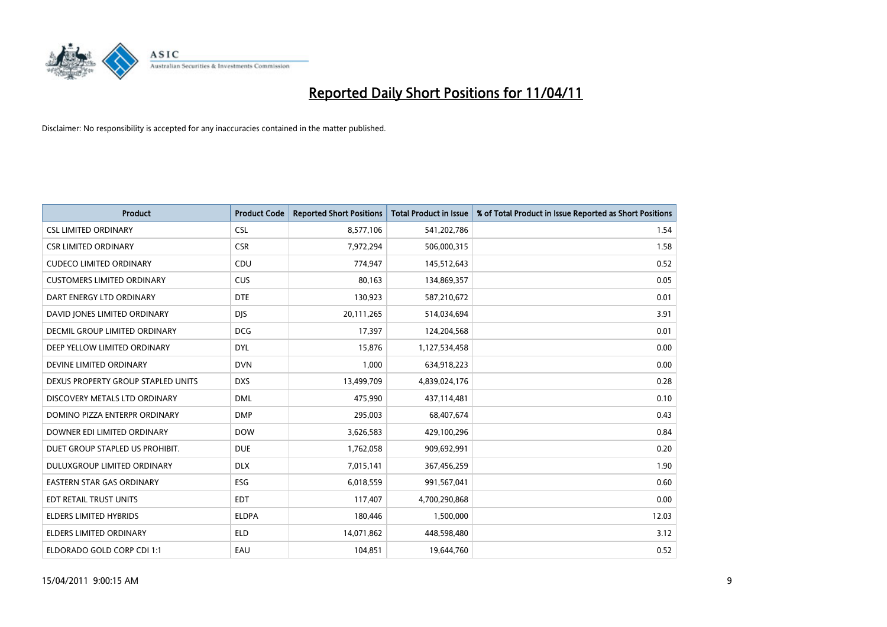# Reported Daily Short Positions for 11/04/11

Disclaimer: No responsibility is accepted for any inaccuracies contained in the matter published.

| Product | Product Code | Reported Short Positions | Total Product in Issue | % of Total Product in Issue Reported as Short Positions |
|---|---|---|---|---|
| CSL LIMITED ORDINARY | CSL | 8,577,106 | 541,202,786 | 1.54 |
| CSR LIMITED ORDINARY | CSR | 7,972,294 | 506,000,315 | 1.58 |
| CUDECO LIMITED ORDINARY | CDU | 774,947 | 145,512,643 | 0.52 |
| CUSTOMERS LIMITED ORDINARY | CUS | 80,163 | 134,869,357 | 0.05 |
| DART ENERGY LTD ORDINARY | DTE | 130,923 | 587,210,672 | 0.01 |
| DAVID JONES LIMITED ORDINARY | DJS | 20,111,265 | 514,034,694 | 3.91 |
| DECMIL GROUP LIMITED ORDINARY | DCG | 17,397 | 124,204,568 | 0.01 |
| DEEP YELLOW LIMITED ORDINARY | DYL | 15,876 | 1,127,534,458 | 0.00 |
| DEVINE LIMITED ORDINARY | DVN | 1,000 | 634,918,223 | 0.00 |
| DEXUS PROPERTY GROUP STAPLED UNITS | DXS | 13,499,709 | 4,839,024,176 | 0.28 |
| DISCOVERY METALS LTD ORDINARY | DML | 475,990 | 437,114,481 | 0.10 |
| DOMINO PIZZA ENTERPR ORDINARY | DMP | 295,003 | 68,407,674 | 0.43 |
| DOWNER EDI LIMITED ORDINARY | DOW | 3,626,583 | 429,100,296 | 0.84 |
| DUET GROUP STAPLED US PROHIBIT. | DUE | 1,762,058 | 909,692,991 | 0.20 |
| DULUXGROUP LIMITED ORDINARY | DLX | 7,015,141 | 367,456,259 | 1.90 |
| EASTERN STAR GAS ORDINARY | ESG | 6,018,559 | 991,567,041 | 0.60 |
| EDT RETAIL TRUST UNITS | EDT | 117,407 | 4,700,290,868 | 0.00 |
| ELDERS LIMITED HYBRIDS | ELDPA | 180,446 | 1,500,000 | 12.03 |
| ELDERS LIMITED ORDINARY | ELD | 14,071,862 | 448,598,480 | 3.12 |
| ELDORADO GOLD CORP CDI 1:1 | EAU | 104,851 | 19,644,760 | 0.52 |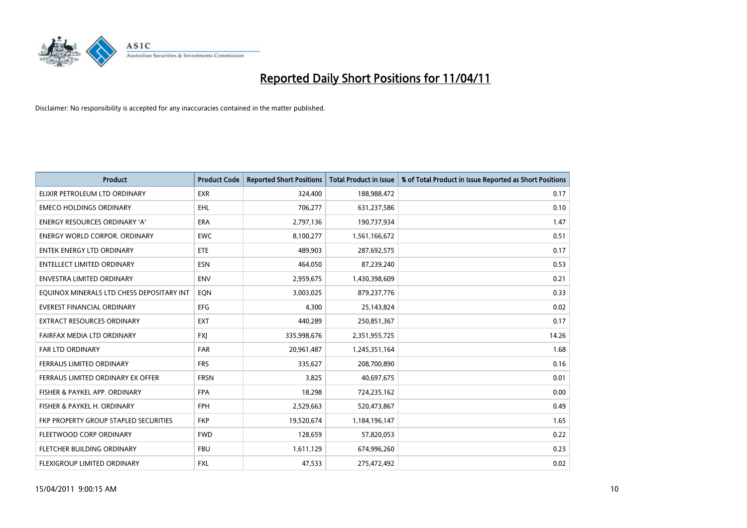# Reported Daily Short Positions for 11/04/11

Disclaimer: No responsibility is accepted for any inaccuracies contained in the matter published.

| Product | Product Code | Reported Short Positions | Total Product in Issue | % of Total Product in Issue Reported as Short Positions |
|---|---|---|---|---|
| ELIXIR PETROLEUM LTD ORDINARY | EXR | 324,400 | 188,988,472 | 0.17 |
| EMECO HOLDINGS ORDINARY | EHL | 706,277 | 631,237,586 | 0.10 |
| ENERGY RESOURCES ORDINARY 'A' | ERA | 2,797,136 | 190,737,934 | 1.47 |
| ENERGY WORLD CORPOR. ORDINARY | EWC | 8,100,277 | 1,561,166,672 | 0.51 |
| ENTEK ENERGY LTD ORDINARY | ETE | 489,903 | 287,692,575 | 0.17 |
| ENTELLECT LIMITED ORDINARY | ESN | 464,050 | 87,239,240 | 0.53 |
| ENVESTRA LIMITED ORDINARY | ENV | 2,959,675 | 1,430,398,609 | 0.21 |
| EQUINOX MINERALS LTD CHESS DEPOSITARY INT | EQN | 3,003,025 | 879,237,776 | 0.33 |
| EVEREST FINANCIAL ORDINARY | EFG | 4,300 | 25,143,824 | 0.02 |
| EXTRACT RESOURCES ORDINARY | EXT | 440,289 | 250,851,367 | 0.17 |
| FAIRFAX MEDIA LTD ORDINARY | FXJ | 335,998,676 | 2,351,955,725 | 14.26 |
| FAR LTD ORDINARY | FAR | 20,961,487 | 1,245,351,164 | 1.68 |
| FERRAUS LIMITED ORDINARY | FRS | 335,627 | 208,700,890 | 0.16 |
| FERRAUS LIMITED ORDINARY EX OFFER | FRSN | 3,825 | 40,697,675 | 0.01 |
| FISHER & PAYKEL APP. ORDINARY | FPA | 18,298 | 724,235,162 | 0.00 |
| FISHER & PAYKEL H. ORDINARY | FPH | 2,529,663 | 520,473,867 | 0.49 |
| FKP PROPERTY GROUP STAPLED SECURITIES | FKP | 19,520,674 | 1,184,196,147 | 1.65 |
| FLEETWOOD CORP ORDINARY | FWD | 128,659 | 57,820,053 | 0.22 |
| FLETCHER BUILDING ORDINARY | FBU | 1,611,129 | 674,996,260 | 0.23 |
| FLEXIGROUP LIMITED ORDINARY | FXL | 47,533 | 275,472,492 | 0.02 |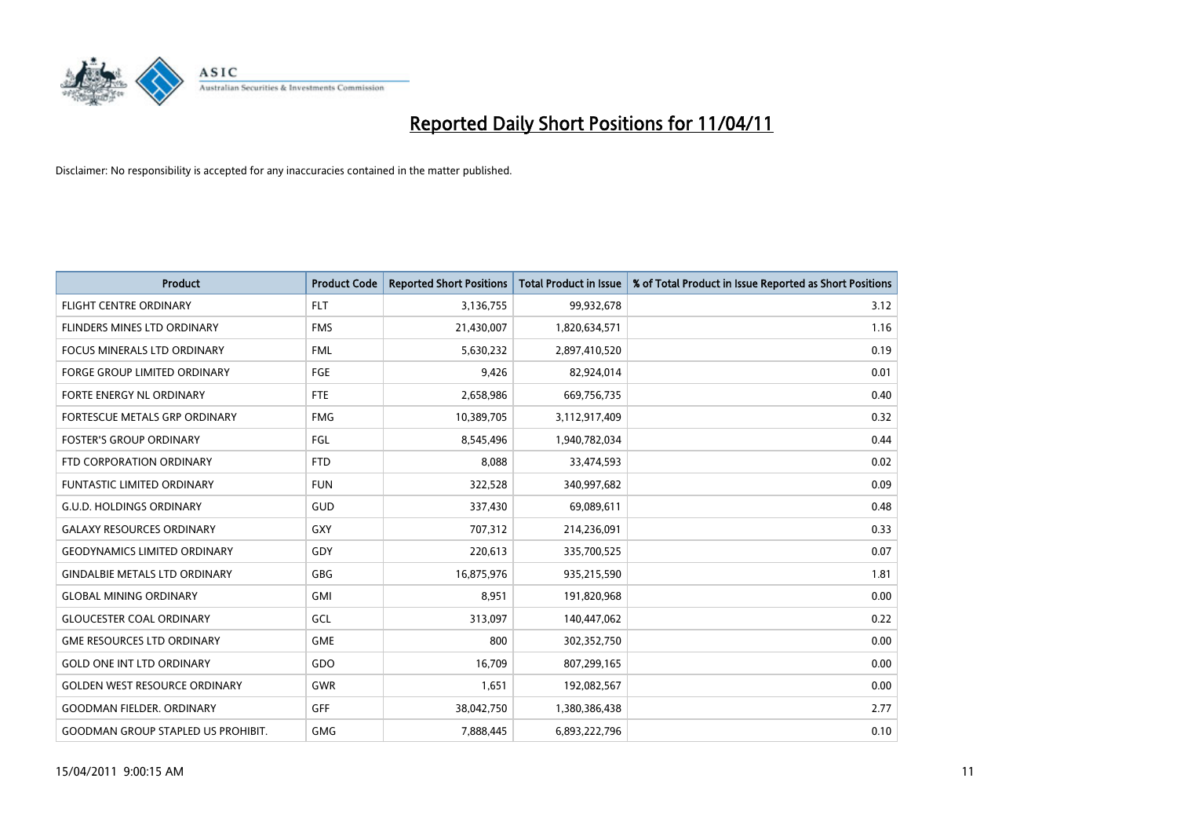# Reported Daily Short Positions for 11/04/11

Disclaimer: No responsibility is accepted for any inaccuracies contained in the matter published.

| Product | Product Code | Reported Short Positions | Total Product in Issue | % of Total Product in Issue Reported as Short Positions |
|---|---|---|---|---|
| FLIGHT CENTRE ORDINARY | FLT | 3,136,755 | 99,932,678 | 3.12 |
| FLINDERS MINES LTD ORDINARY | FMS | 21,430,007 | 1,820,634,571 | 1.16 |
| FOCUS MINERALS LTD ORDINARY | FML | 5,630,232 | 2,897,410,520 | 0.19 |
| FORGE GROUP LIMITED ORDINARY | FGE | 9,426 | 82,924,014 | 0.01 |
| FORTE ENERGY NL ORDINARY | FTE | 2,658,986 | 669,756,735 | 0.40 |
| FORTESCUE METALS GRP ORDINARY | FMG | 10,389,705 | 3,112,917,409 | 0.32 |
| FOSTER'S GROUP ORDINARY | FGL | 8,545,496 | 1,940,782,034 | 0.44 |
| FTD CORPORATION ORDINARY | FTD | 8,088 | 33,474,593 | 0.02 |
| FUNTASTIC LIMITED ORDINARY | FUN | 322,528 | 340,997,682 | 0.09 |
| G.U.D. HOLDINGS ORDINARY | GUD | 337,430 | 69,089,611 | 0.48 |
| GALAXY RESOURCES ORDINARY | GXY | 707,312 | 214,236,091 | 0.33 |
| GEODYNAMICS LIMITED ORDINARY | GDY | 220,613 | 335,700,525 | 0.07 |
| GINDALBIE METALS LTD ORDINARY | GBG | 16,875,976 | 935,215,590 | 1.81 |
| GLOBAL MINING ORDINARY | GMI | 8,951 | 191,820,968 | 0.00 |
| GLOUCESTER COAL ORDINARY | GCL | 313,097 | 140,447,062 | 0.22 |
| GME RESOURCES LTD ORDINARY | GME | 800 | 302,352,750 | 0.00 |
| GOLD ONE INT LTD ORDINARY | GDO | 16,709 | 807,299,165 | 0.00 |
| GOLDEN WEST RESOURCE ORDINARY | GWR | 1,651 | 192,082,567 | 0.00 |
| GOODMAN FIELDER. ORDINARY | GFF | 38,042,750 | 1,380,386,438 | 2.77 |
| GOODMAN GROUP STAPLED US PROHIBIT. | GMG | 7,888,445 | 6,893,222,796 | 0.10 |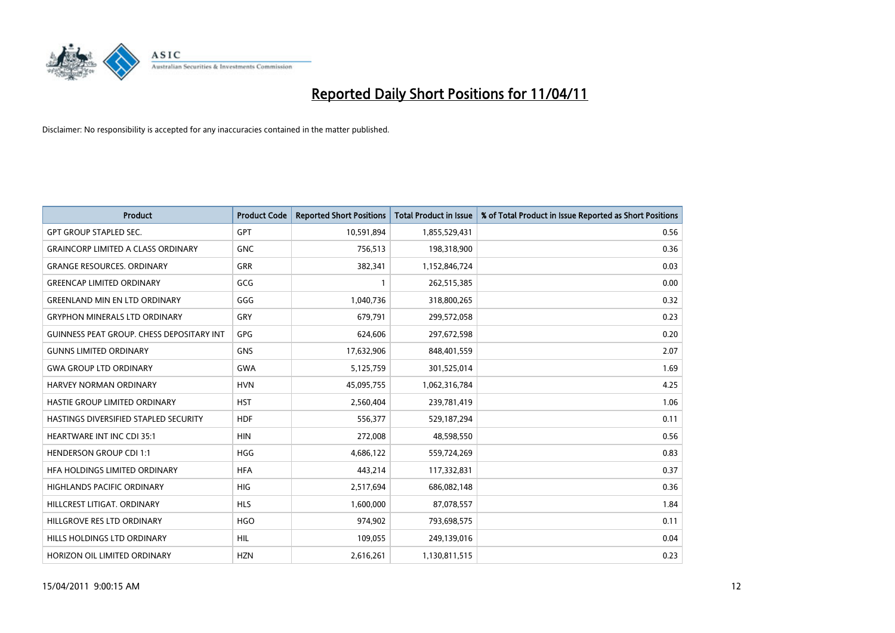# Reported Daily Short Positions for 11/04/11

Disclaimer: No responsibility is accepted for any inaccuracies contained in the matter published.

| Product | Product Code | Reported Short Positions | Total Product in Issue | % of Total Product in Issue Reported as Short Positions |
|---|---|---|---|---|
| GPT GROUP STAPLED SEC. | GPT | 10,591,894 | 1,855,529,431 | 0.56 |
| GRAINCORP LIMITED A CLASS ORDINARY | GNC | 756,513 | 198,318,900 | 0.36 |
| GRANGE RESOURCES. ORDINARY | GRR | 382,341 | 1,152,846,724 | 0.03 |
| GREENCAP LIMITED ORDINARY | GCG | 1 | 262,515,385 | 0.00 |
| GREENLAND MIN EN LTD ORDINARY | GGG | 1,040,736 | 318,800,265 | 0.32 |
| GRYPHON MINERALS LTD ORDINARY | GRY | 679,791 | 299,572,058 | 0.23 |
| GUINNESS PEAT GROUP. CHESS DEPOSITARY INT | GPG | 624,606 | 297,672,598 | 0.20 |
| GUNNS LIMITED ORDINARY | GNS | 17,632,906 | 848,401,559 | 2.07 |
| GWA GROUP LTD ORDINARY | GWA | 5,125,759 | 301,525,014 | 1.69 |
| HARVEY NORMAN ORDINARY | HVN | 45,095,755 | 1,062,316,784 | 4.25 |
| HASTIE GROUP LIMITED ORDINARY | HST | 2,560,404 | 239,781,419 | 1.06 |
| HASTINGS DIVERSIFIED STAPLED SECURITY | HDF | 556,377 | 529,187,294 | 0.11 |
| HEARTWARE INT INC CDI 35:1 | HIN | 272,008 | 48,598,550 | 0.56 |
| HENDERSON GROUP CDI 1:1 | HGG | 4,686,122 | 559,724,269 | 0.83 |
| HFA HOLDINGS LIMITED ORDINARY | HFA | 443,214 | 117,332,831 | 0.37 |
| HIGHLANDS PACIFIC ORDINARY | HIG | 2,517,694 | 686,082,148 | 0.36 |
| HILLCREST LITIGAT. ORDINARY | HLS | 1,600,000 | 87,078,557 | 1.84 |
| HILLGROVE RES LTD ORDINARY | HGO | 974,902 | 793,698,575 | 0.11 |
| HILLS HOLDINGS LTD ORDINARY | HIL | 109,055 | 249,139,016 | 0.04 |
| HORIZON OIL LIMITED ORDINARY | HZN | 2,616,261 | 1,130,811,515 | 0.23 |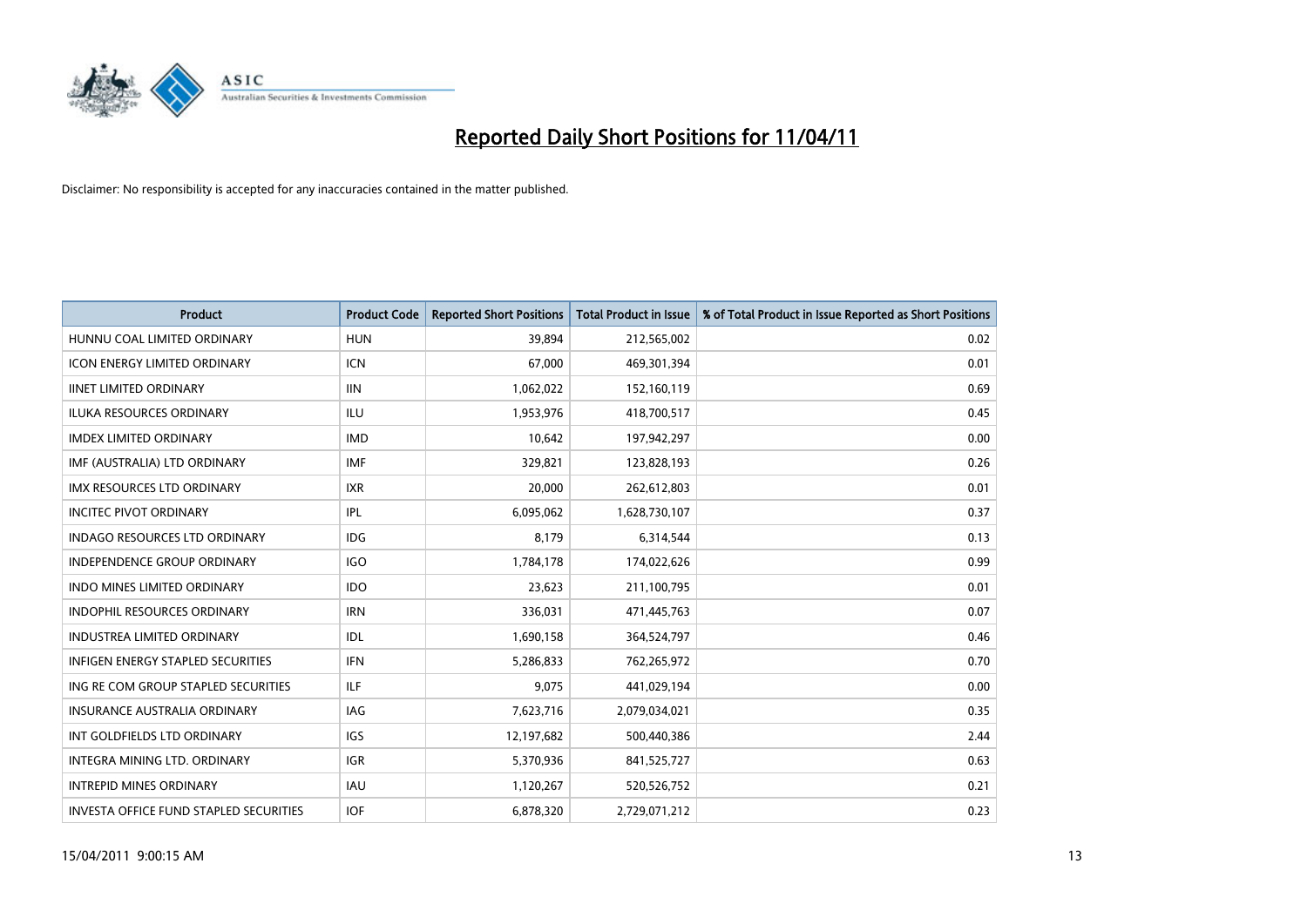# Reported Daily Short Positions for 11/04/11

Disclaimer: No responsibility is accepted for any inaccuracies contained in the matter published.

| Product | Product Code | Reported Short Positions | Total Product in Issue | % of Total Product in Issue Reported as Short Positions |
|---|---|---|---|---|
| HUNNU COAL LIMITED ORDINARY | HUN | 39,894 | 212,565,002 | 0.02 |
| ICON ENERGY LIMITED ORDINARY | ICN | 67,000 | 469,301,394 | 0.01 |
| IINET LIMITED ORDINARY | IIN | 1,062,022 | 152,160,119 | 0.69 |
| ILUKA RESOURCES ORDINARY | ILU | 1,953,976 | 418,700,517 | 0.45 |
| IMDEX LIMITED ORDINARY | IMD | 10,642 | 197,942,297 | 0.00 |
| IMF (AUSTRALIA) LTD ORDINARY | IMF | 329,821 | 123,828,193 | 0.26 |
| IMX RESOURCES LTD ORDINARY | IXR | 20,000 | 262,612,803 | 0.01 |
| INCITEC PIVOT ORDINARY | IPL | 6,095,062 | 1,628,730,107 | 0.37 |
| INDAGO RESOURCES LTD ORDINARY | IDG | 8,179 | 6,314,544 | 0.13 |
| INDEPENDENCE GROUP ORDINARY | IGO | 1,784,178 | 174,022,626 | 0.99 |
| INDO MINES LIMITED ORDINARY | IDO | 23,623 | 211,100,795 | 0.01 |
| INDOPHIL RESOURCES ORDINARY | IRN | 336,031 | 471,445,763 | 0.07 |
| INDUSTREA LIMITED ORDINARY | IDL | 1,690,158 | 364,524,797 | 0.46 |
| INFIGEN ENERGY STAPLED SECURITIES | IFN | 5,286,833 | 762,265,972 | 0.70 |
| ING RE COM GROUP STAPLED SECURITIES | ILF | 9,075 | 441,029,194 | 0.00 |
| INSURANCE AUSTRALIA ORDINARY | IAG | 7,623,716 | 2,079,034,021 | 0.35 |
| INT GOLDFIELDS LTD ORDINARY | IGS | 12,197,682 | 500,440,386 | 2.44 |
| INTEGRA MINING LTD. ORDINARY | IGR | 5,370,936 | 841,525,727 | 0.63 |
| INTREPID MINES ORDINARY | IAU | 1,120,267 | 520,526,752 | 0.21 |
| INVESTA OFFICE FUND STAPLED SECURITIES | IOF | 6,878,320 | 2,729,071,212 | 0.23 |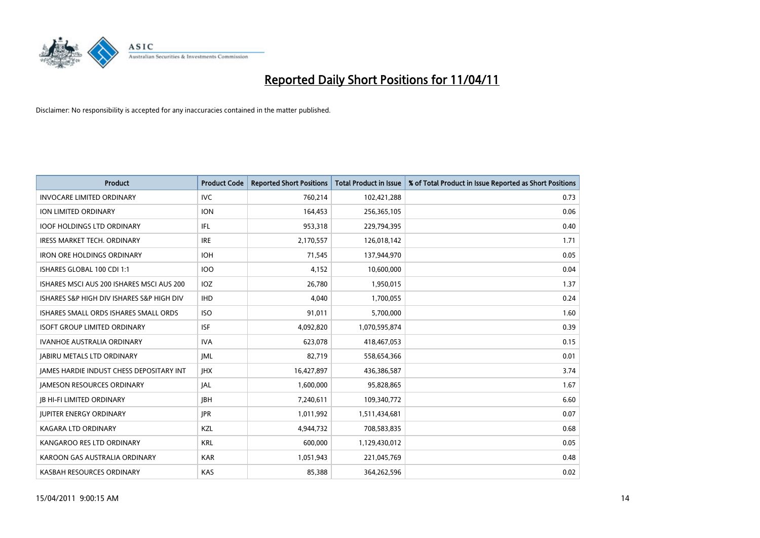# Reported Daily Short Positions for 11/04/11

Disclaimer: No responsibility is accepted for any inaccuracies contained in the matter published.

| Product | Product Code | Reported Short Positions | Total Product in Issue | % of Total Product in Issue Reported as Short Positions |
|---|---|---|---|---|
| INVOCARE LIMITED ORDINARY | IVC | 760,214 | 102,421,288 | 0.73 |
| ION LIMITED ORDINARY | ION | 164,453 | 256,365,105 | 0.06 |
| IOOF HOLDINGS LTD ORDINARY | IFL | 953,318 | 229,794,395 | 0.40 |
| IRESS MARKET TECH. ORDINARY | IRE | 2,170,557 | 126,018,142 | 1.71 |
| IRON ORE HOLDINGS ORDINARY | IOH | 71,545 | 137,944,970 | 0.05 |
| ISHARES GLOBAL 100 CDI 1:1 | IOO | 4,152 | 10,600,000 | 0.04 |
| ISHARES MSCI AUS 200 ISHARES MSCI AUS 200 | IOZ | 26,780 | 1,950,015 | 1.37 |
| ISHARES S&P HIGH DIV ISHARES S&P HIGH DIV | IHD | 4,040 | 1,700,055 | 0.24 |
| ISHARES SMALL ORDS ISHARES SMALL ORDS | ISO | 91,011 | 5,700,000 | 1.60 |
| ISOFT GROUP LIMITED ORDINARY | ISF | 4,092,820 | 1,070,595,874 | 0.39 |
| IVANHOE AUSTRALIA ORDINARY | IVA | 623,078 | 418,467,053 | 0.15 |
| JABIRU METALS LTD ORDINARY | JML | 82,719 | 558,654,366 | 0.01 |
| JAMES HARDIE INDUST CHESS DEPOSITARY INT | JHX | 16,427,897 | 436,386,587 | 3.74 |
| JAMESON RESOURCES ORDINARY | JAL | 1,600,000 | 95,828,865 | 1.67 |
| JB HI-FI LIMITED ORDINARY | JBH | 7,240,611 | 109,340,772 | 6.60 |
| JUPITER ENERGY ORDINARY | JPR | 1,011,992 | 1,511,434,681 | 0.07 |
| KAGARA LTD ORDINARY | KZL | 4,944,732 | 708,583,835 | 0.68 |
| KANGAROO RES LTD ORDINARY | KRL | 600,000 | 1,129,430,012 | 0.05 |
| KAROON GAS AUSTRALIA ORDINARY | KAR | 1,051,943 | 221,045,769 | 0.48 |
| KASBAH RESOURCES ORDINARY | KAS | 85,388 | 364,262,596 | 0.02 |

15/04/2011 9:00:15 AM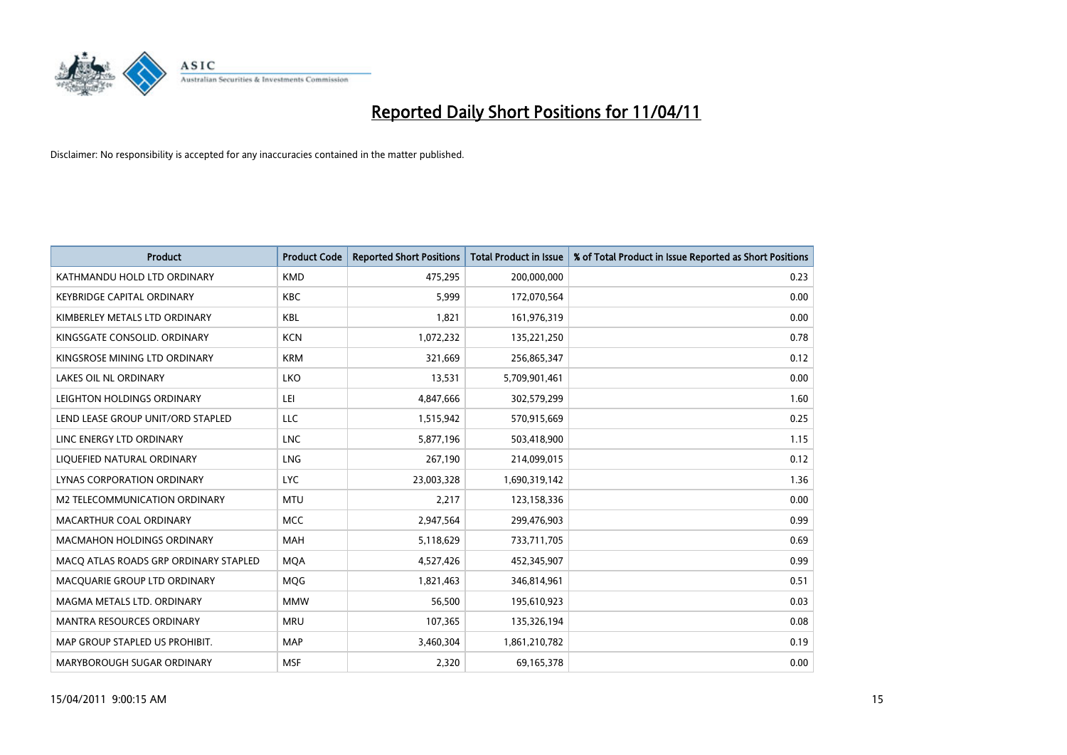# Reported Daily Short Positions for 11/04/11

Disclaimer: No responsibility is accepted for any inaccuracies contained in the matter published.

| Product | Product Code | Reported Short Positions | Total Product in Issue | % of Total Product in Issue Reported as Short Positions |
|---|---|---|---|---|
| KATHMANDU HOLD LTD ORDINARY | KMD | 475,295 | 200,000,000 | 0.23 |
| KEYBRIDGE CAPITAL ORDINARY | KBC | 5,999 | 172,070,564 | 0.00 |
| KIMBERLEY METALS LTD ORDINARY | KBL | 1,821 | 161,976,319 | 0.00 |
| KINGSGATE CONSOLID. ORDINARY | KCN | 1,072,232 | 135,221,250 | 0.78 |
| KINGSROSE MINING LTD ORDINARY | KRM | 321,669 | 256,865,347 | 0.12 |
| LAKES OIL NL ORDINARY | LKO | 13,531 | 5,709,901,461 | 0.00 |
| LEIGHTON HOLDINGS ORDINARY | LEI | 4,847,666 | 302,579,299 | 1.60 |
| LEND LEASE GROUP UNIT/ORD STAPLED | LLC | 1,515,942 | 570,915,669 | 0.25 |
| LINC ENERGY LTD ORDINARY | LNC | 5,877,196 | 503,418,900 | 1.15 |
| LIQUEFIED NATURAL ORDINARY | LNG | 267,190 | 214,099,015 | 0.12 |
| LYNAS CORPORATION ORDINARY | LYC | 23,003,328 | 1,690,319,142 | 1.36 |
| M2 TELECOMMUNICATION ORDINARY | MTU | 2,217 | 123,158,336 | 0.00 |
| MACARTHUR COAL ORDINARY | MCC | 2,947,564 | 299,476,903 | 0.99 |
| MACMAHON HOLDINGS ORDINARY | MAH | 5,118,629 | 733,711,705 | 0.69 |
| MACQ ATLAS ROADS GRP ORDINARY STAPLED | MQA | 4,527,426 | 452,345,907 | 0.99 |
| MACQUARIE GROUP LTD ORDINARY | MQG | 1,821,463 | 346,814,961 | 0.51 |
| MAGMA METALS LTD. ORDINARY | MMW | 56,500 | 195,610,923 | 0.03 |
| MANTRA RESOURCES ORDINARY | MRU | 107,365 | 135,326,194 | 0.08 |
| MAP GROUP STAPLED US PROHIBIT. | MAP | 3,460,304 | 1,861,210,782 | 0.19 |
| MARYBOROUGH SUGAR ORDINARY | MSF | 2,320 | 69,165,378 | 0.00 |

15/04/2011 9:00:15 AM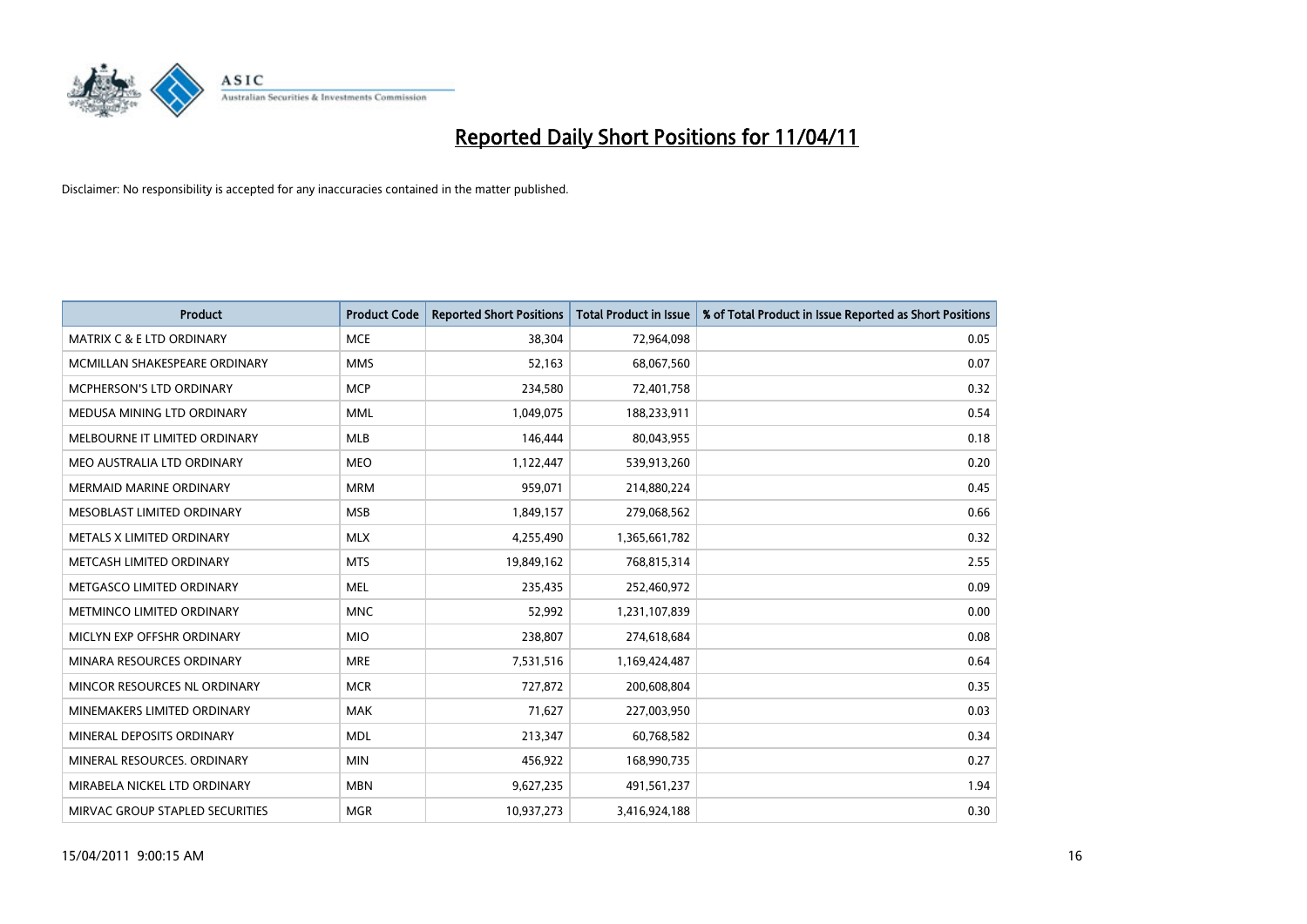# Reported Daily Short Positions for 11/04/11

Disclaimer: No responsibility is accepted for any inaccuracies contained in the matter published.

| Product | Product Code | Reported Short Positions | Total Product in Issue | % of Total Product in Issue Reported as Short Positions |
|---|---|---|---|---|
| MATRIX C & E LTD ORDINARY | MCE | 38,304 | 72,964,098 | 0.05 |
| MCMILLAN SHAKESPEARE ORDINARY | MMS | 52,163 | 68,067,560 | 0.07 |
| MCPHERSON'S LTD ORDINARY | MCP | 234,580 | 72,401,758 | 0.32 |
| MEDUSA MINING LTD ORDINARY | MML | 1,049,075 | 188,233,911 | 0.54 |
| MELBOURNE IT LIMITED ORDINARY | MLB | 146,444 | 80,043,955 | 0.18 |
| MEO AUSTRALIA LTD ORDINARY | MEO | 1,122,447 | 539,913,260 | 0.20 |
| MERMAID MARINE ORDINARY | MRM | 959,071 | 214,880,224 | 0.45 |
| MESOBLAST LIMITED ORDINARY | MSB | 1,849,157 | 279,068,562 | 0.66 |
| METALS X LIMITED ORDINARY | MLX | 4,255,490 | 1,365,661,782 | 0.32 |
| METCASH LIMITED ORDINARY | MTS | 19,849,162 | 768,815,314 | 2.55 |
| METGASCO LIMITED ORDINARY | MEL | 235,435 | 252,460,972 | 0.09 |
| METMINCO LIMITED ORDINARY | MNC | 52,992 | 1,231,107,839 | 0.00 |
| MICLYN EXP OFFSHR ORDINARY | MIO | 238,807 | 274,618,684 | 0.08 |
| MINARA RESOURCES ORDINARY | MRE | 7,531,516 | 1,169,424,487 | 0.64 |
| MINCOR RESOURCES NL ORDINARY | MCR | 727,872 | 200,608,804 | 0.35 |
| MINEMAKERS LIMITED ORDINARY | MAK | 71,627 | 227,003,950 | 0.03 |
| MINERAL DEPOSITS ORDINARY | MDL | 213,347 | 60,768,582 | 0.34 |
| MINERAL RESOURCES. ORDINARY | MIN | 456,922 | 168,990,735 | 0.27 |
| MIRABELA NICKEL LTD ORDINARY | MBN | 9,627,235 | 491,561,237 | 1.94 |
| MIRVAC GROUP STAPLED SECURITIES | MGR | 10,937,273 | 3,416,924,188 | 0.30 |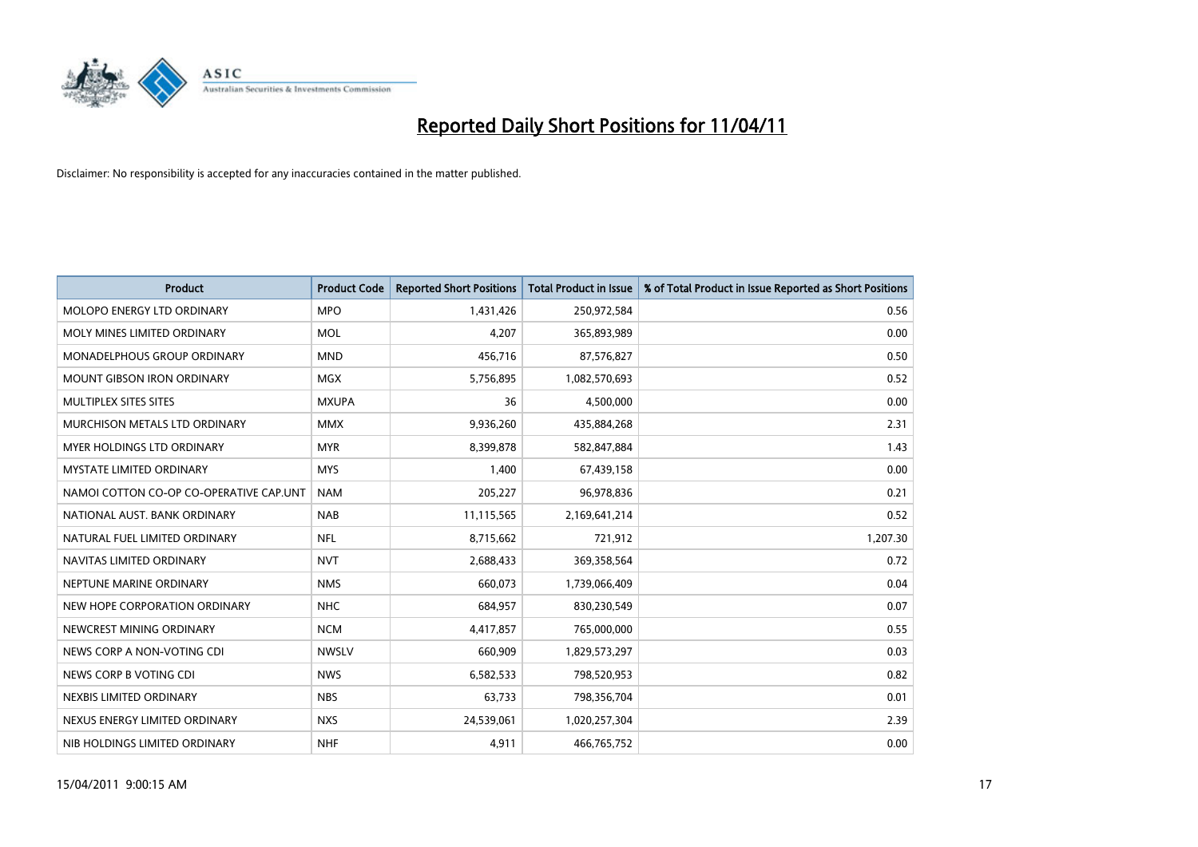# Reported Daily Short Positions for 11/04/11

Disclaimer: No responsibility is accepted for any inaccuracies contained in the matter published.

| Product | Product Code | Reported Short Positions | Total Product in Issue | % of Total Product in Issue Reported as Short Positions |
|---|---|---|---|---|
| MOLOPO ENERGY LTD ORDINARY | MPO | 1,431,426 | 250,972,584 | 0.56 |
| MOLY MINES LIMITED ORDINARY | MOL | 4,207 | 365,893,989 | 0.00 |
| MONADELPHOUS GROUP ORDINARY | MND | 456,716 | 87,576,827 | 0.50 |
| MOUNT GIBSON IRON ORDINARY | MGX | 5,756,895 | 1,082,570,693 | 0.52 |
| MULTIPLEX SITES SITES | MXUPA | 36 | 4,500,000 | 0.00 |
| MURCHISON METALS LTD ORDINARY | MMX | 9,936,260 | 435,884,268 | 2.31 |
| MYER HOLDINGS LTD ORDINARY | MYR | 8,399,878 | 582,847,884 | 1.43 |
| MYSTATE LIMITED ORDINARY | MYS | 1,400 | 67,439,158 | 0.00 |
| NAMOI COTTON CO-OP CO-OPERATIVE CAP.UNT | NAM | 205,227 | 96,978,836 | 0.21 |
| NATIONAL AUST. BANK ORDINARY | NAB | 11,115,565 | 2,169,641,214 | 0.52 |
| NATURAL FUEL LIMITED ORDINARY | NFL | 8,715,662 | 721,912 | 1,207.30 |
| NAVITAS LIMITED ORDINARY | NVT | 2,688,433 | 369,358,564 | 0.72 |
| NEPTUNE MARINE ORDINARY | NMS | 660,073 | 1,739,066,409 | 0.04 |
| NEW HOPE CORPORATION ORDINARY | NHC | 684,957 | 830,230,549 | 0.07 |
| NEWCREST MINING ORDINARY | NCM | 4,417,857 | 765,000,000 | 0.55 |
| NEWS CORP A NON-VOTING CDI | NWSLV | 660,909 | 1,829,573,297 | 0.03 |
| NEWS CORP B VOTING CDI | NWS | 6,582,533 | 798,520,953 | 0.82 |
| NEXBIS LIMITED ORDINARY | NBS | 63,733 | 798,356,704 | 0.01 |
| NEXUS ENERGY LIMITED ORDINARY | NXS | 24,539,061 | 1,020,257,304 | 2.39 |
| NIB HOLDINGS LIMITED ORDINARY | NHF | 4,911 | 466,765,752 | 0.00 |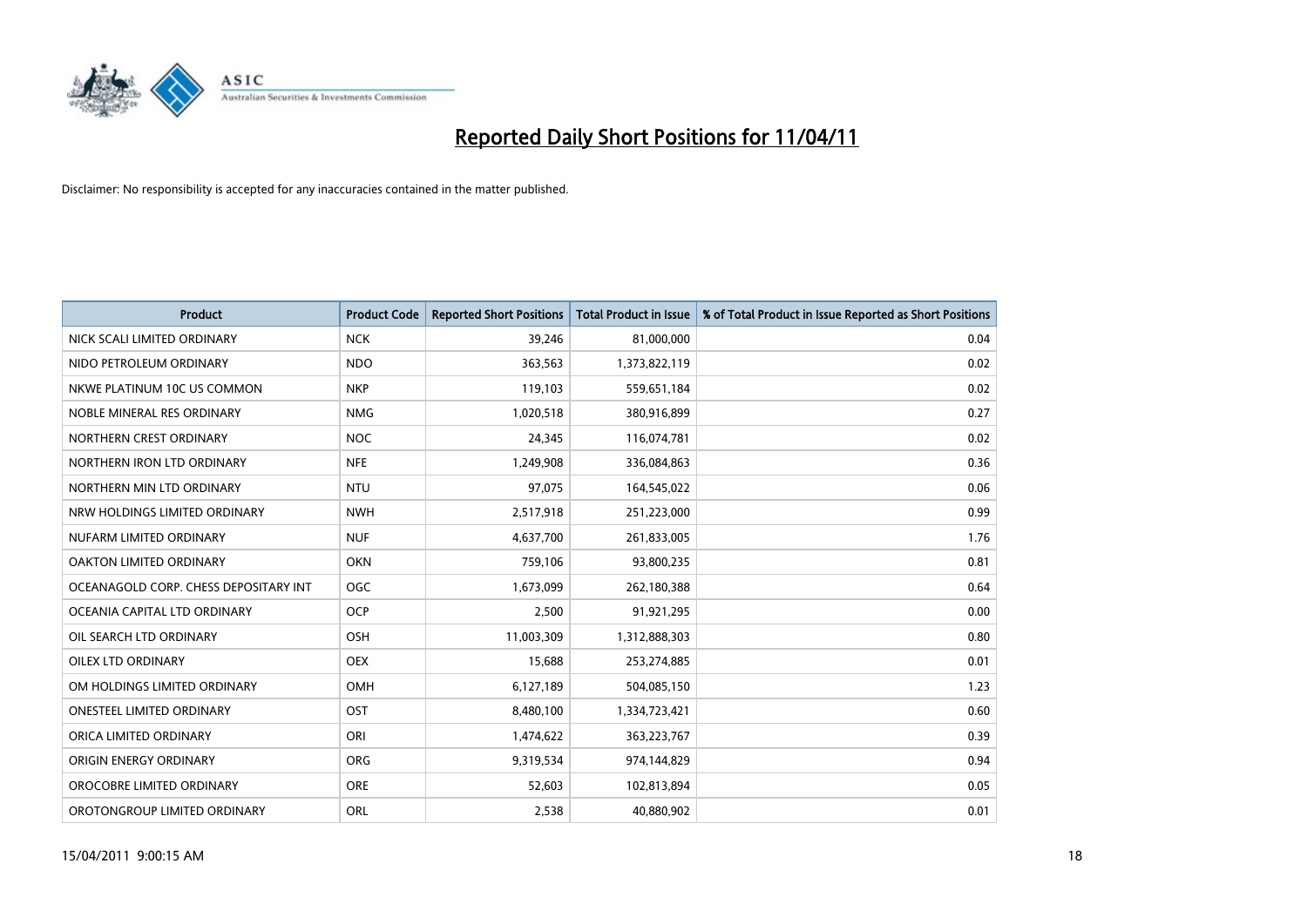# Reported Daily Short Positions for 11/04/11

Disclaimer: No responsibility is accepted for any inaccuracies contained in the matter published.

| Product | Product Code | Reported Short Positions | Total Product in Issue | % of Total Product in Issue Reported as Short Positions |
|---|---|---|---|---|
| NICK SCALI LIMITED ORDINARY | NCK | 39,246 | 81,000,000 | 0.04 |
| NIDO PETROLEUM ORDINARY | NDO | 363,563 | 1,373,822,119 | 0.02 |
| NKWE PLATINUM 10C US COMMON | NKP | 119,103 | 559,651,184 | 0.02 |
| NOBLE MINERAL RES ORDINARY | NMG | 1,020,518 | 380,916,899 | 0.27 |
| NORTHERN CREST ORDINARY | NOC | 24,345 | 116,074,781 | 0.02 |
| NORTHERN IRON LTD ORDINARY | NFE | 1,249,908 | 336,084,863 | 0.36 |
| NORTHERN MIN LTD ORDINARY | NTU | 97,075 | 164,545,022 | 0.06 |
| NRW HOLDINGS LIMITED ORDINARY | NWH | 2,517,918 | 251,223,000 | 0.99 |
| NUFARM LIMITED ORDINARY | NUF | 4,637,700 | 261,833,005 | 1.76 |
| OAKTON LIMITED ORDINARY | OKN | 759,106 | 93,800,235 | 0.81 |
| OCEANAGOLD CORP. CHESS DEPOSITARY INT | OGC | 1,673,099 | 262,180,388 | 0.64 |
| OCEANIA CAPITAL LTD ORDINARY | OCP | 2,500 | 91,921,295 | 0.00 |
| OIL SEARCH LTD ORDINARY | OSH | 11,003,309 | 1,312,888,303 | 0.80 |
| OILEX LTD ORDINARY | OEX | 15,688 | 253,274,885 | 0.01 |
| OM HOLDINGS LIMITED ORDINARY | OMH | 6,127,189 | 504,085,150 | 1.23 |
| ONESTEEL LIMITED ORDINARY | OST | 8,480,100 | 1,334,723,421 | 0.60 |
| ORICA LIMITED ORDINARY | ORI | 1,474,622 | 363,223,767 | 0.39 |
| ORIGIN ENERGY ORDINARY | ORG | 9,319,534 | 974,144,829 | 0.94 |
| OROCOBRE LIMITED ORDINARY | ORE | 52,603 | 102,813,894 | 0.05 |
| OROTONGROUP LIMITED ORDINARY | ORL | 2,538 | 40,880,902 | 0.01 |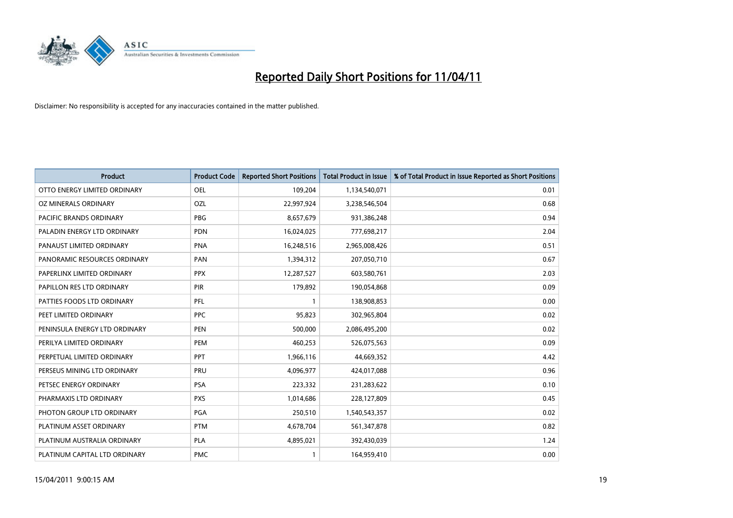# Reported Daily Short Positions for 11/04/11

Disclaimer: No responsibility is accepted for any inaccuracies contained in the matter published.

| Product | Product Code | Reported Short Positions | Total Product in Issue | % of Total Product in Issue Reported as Short Positions |
|---|---|---|---|---|
| OTTO ENERGY LIMITED ORDINARY | OEL | 109,204 | 1,134,540,071 | 0.01 |
| OZ MINERALS ORDINARY | OZL | 22,997,924 | 3,238,546,504 | 0.68 |
| PACIFIC BRANDS ORDINARY | PBG | 8,657,679 | 931,386,248 | 0.94 |
| PALADIN ENERGY LTD ORDINARY | PDN | 16,024,025 | 777,698,217 | 2.04 |
| PANAUST LIMITED ORDINARY | PNA | 16,248,516 | 2,965,008,426 | 0.51 |
| PANORAMIC RESOURCES ORDINARY | PAN | 1,394,312 | 207,050,710 | 0.67 |
| PAPERLINX LIMITED ORDINARY | PPX | 12,287,527 | 603,580,761 | 2.03 |
| PAPILLON RES LTD ORDINARY | PIR | 179,892 | 190,054,868 | 0.09 |
| PATTIES FOODS LTD ORDINARY | PFL | 1 | 138,908,853 | 0.00 |
| PEET LIMITED ORDINARY | PPC | 95,823 | 302,965,804 | 0.02 |
| PENINSULA ENERGY LTD ORDINARY | PEN | 500,000 | 2,086,495,200 | 0.02 |
| PERILYA LIMITED ORDINARY | PEM | 460,253 | 526,075,563 | 0.09 |
| PERPETUAL LIMITED ORDINARY | PPT | 1,966,116 | 44,669,352 | 4.42 |
| PERSEUS MINING LTD ORDINARY | PRU | 4,096,977 | 424,017,088 | 0.96 |
| PETSEC ENERGY ORDINARY | PSA | 223,332 | 231,283,622 | 0.10 |
| PHARMAXIS LTD ORDINARY | PXS | 1,014,686 | 228,127,809 | 0.45 |
| PHOTON GROUP LTD ORDINARY | PGA | 250,510 | 1,540,543,357 | 0.02 |
| PLATINUM ASSET ORDINARY | PTM | 4,678,704 | 561,347,878 | 0.82 |
| PLATINUM AUSTRALIA ORDINARY | PLA | 4,895,021 | 392,430,039 | 1.24 |
| PLATINUM CAPITAL LTD ORDINARY | PMC | 1 | 164,959,410 | 0.00 |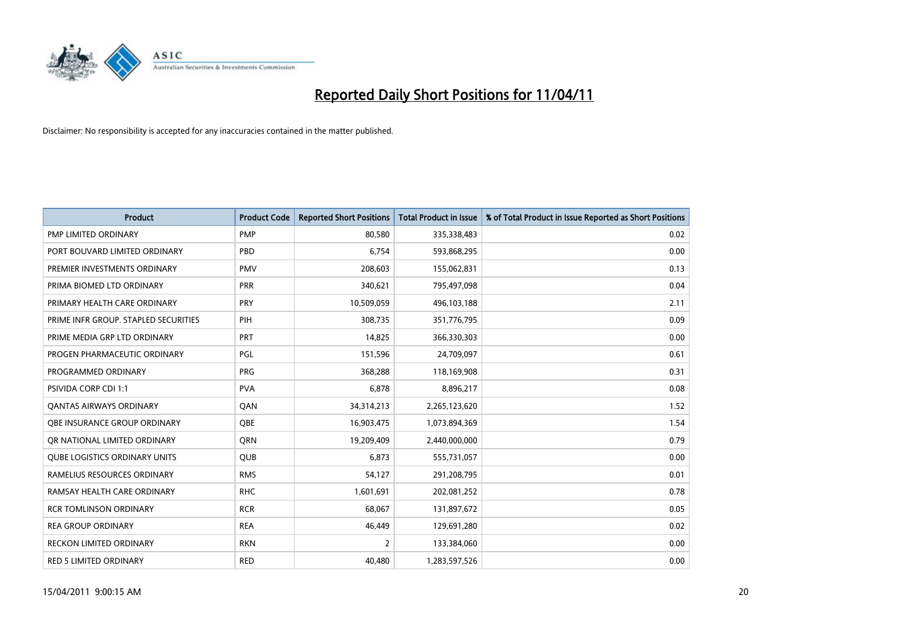# Reported Daily Short Positions for 11/04/11

Disclaimer: No responsibility is accepted for any inaccuracies contained in the matter published.

| Product | Product Code | Reported Short Positions | Total Product in Issue | % of Total Product in Issue Reported as Short Positions |
|---|---|---|---|---|
| PMP LIMITED ORDINARY | PMP | 80,580 | 335,338,483 | 0.02 |
| PORT BOUVARD LIMITED ORDINARY | PBD | 6,754 | 593,868,295 | 0.00 |
| PREMIER INVESTMENTS ORDINARY | PMV | 208,603 | 155,062,831 | 0.13 |
| PRIMA BIOMED LTD ORDINARY | PRR | 340,621 | 795,497,098 | 0.04 |
| PRIMARY HEALTH CARE ORDINARY | PRY | 10,509,059 | 496,103,188 | 2.11 |
| PRIME INFR GROUP. STAPLED SECURITIES | PIH | 308,735 | 351,776,795 | 0.09 |
| PRIME MEDIA GRP LTD ORDINARY | PRT | 14,825 | 366,330,303 | 0.00 |
| PROGEN PHARMACEUTIC ORDINARY | PGL | 151,596 | 24,709,097 | 0.61 |
| PROGRAMMED ORDINARY | PRG | 368,288 | 118,169,908 | 0.31 |
| PSIVIDA CORP CDI 1:1 | PVA | 6,878 | 8,896,217 | 0.08 |
| QANTAS AIRWAYS ORDINARY | QAN | 34,314,213 | 2,265,123,620 | 1.52 |
| QBE INSURANCE GROUP ORDINARY | QBE | 16,903,475 | 1,073,894,369 | 1.54 |
| QR NATIONAL LIMITED ORDINARY | QRN | 19,209,409 | 2,440,000,000 | 0.79 |
| QUBE LOGISTICS ORDINARY UNITS | QUB | 6,873 | 555,731,057 | 0.00 |
| RAMELIUS RESOURCES ORDINARY | RMS | 54,127 | 291,208,795 | 0.01 |
| RAMSAY HEALTH CARE ORDINARY | RHC | 1,601,691 | 202,081,252 | 0.78 |
| RCR TOMLINSON ORDINARY | RCR | 68,067 | 131,897,672 | 0.05 |
| REA GROUP ORDINARY | REA | 46,449 | 129,691,280 | 0.02 |
| RECKON LIMITED ORDINARY | RKN | 2 | 133,384,060 | 0.00 |
| RED 5 LIMITED ORDINARY | RED | 40,480 | 1,283,597,526 | 0.00 |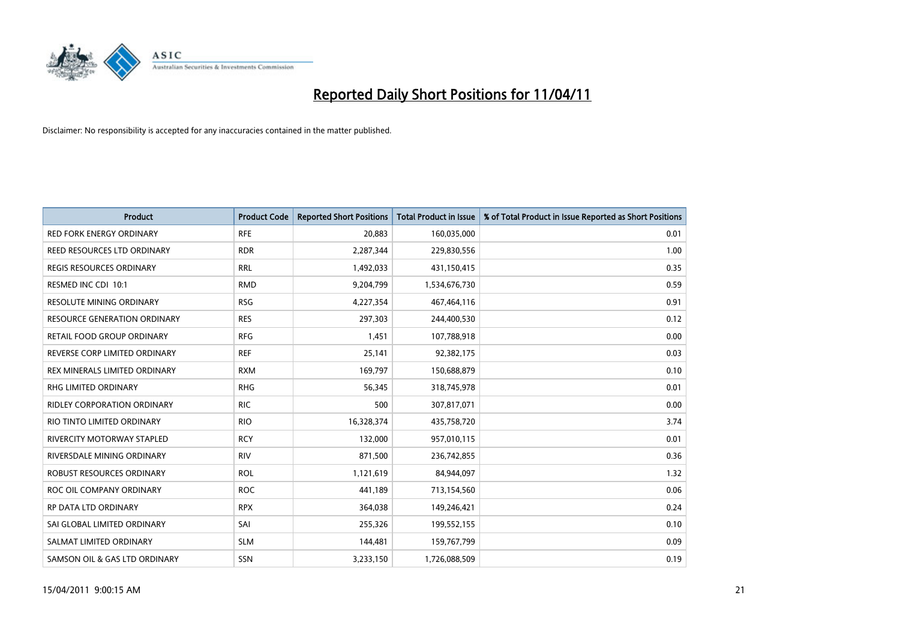# Reported Daily Short Positions for 11/04/11

Disclaimer: No responsibility is accepted for any inaccuracies contained in the matter published.

| Product | Product Code | Reported Short Positions | Total Product in Issue | % of Total Product in Issue Reported as Short Positions |
|---|---|---|---|---|
| RED FORK ENERGY ORDINARY | RFE | 20,883 | 160,035,000 | 0.01 |
| REED RESOURCES LTD ORDINARY | RDR | 2,287,344 | 229,830,556 | 1.00 |
| REGIS RESOURCES ORDINARY | RRL | 1,492,033 | 431,150,415 | 0.35 |
| RESMED INC CDI 10:1 | RMD | 9,204,799 | 1,534,676,730 | 0.59 |
| RESOLUTE MINING ORDINARY | RSG | 4,227,354 | 467,464,116 | 0.91 |
| RESOURCE GENERATION ORDINARY | RES | 297,303 | 244,400,530 | 0.12 |
| RETAIL FOOD GROUP ORDINARY | RFG | 1,451 | 107,788,918 | 0.00 |
| REVERSE CORP LIMITED ORDINARY | REF | 25,141 | 92,382,175 | 0.03 |
| REX MINERALS LIMITED ORDINARY | RXM | 169,797 | 150,688,879 | 0.10 |
| RHG LIMITED ORDINARY | RHG | 56,345 | 318,745,978 | 0.01 |
| RIDLEY CORPORATION ORDINARY | RIC | 500 | 307,817,071 | 0.00 |
| RIO TINTO LIMITED ORDINARY | RIO | 16,328,374 | 435,758,720 | 3.74 |
| RIVERCITY MOTORWAY STAPLED | RCY | 132,000 | 957,010,115 | 0.01 |
| RIVERSDALE MINING ORDINARY | RIV | 871,500 | 236,742,855 | 0.36 |
| ROBUST RESOURCES ORDINARY | ROL | 1,121,619 | 84,944,097 | 1.32 |
| ROC OIL COMPANY ORDINARY | ROC | 441,189 | 713,154,560 | 0.06 |
| RP DATA LTD ORDINARY | RPX | 364,038 | 149,246,421 | 0.24 |
| SAI GLOBAL LIMITED ORDINARY | SAI | 255,326 | 199,552,155 | 0.10 |
| SALMAT LIMITED ORDINARY | SLM | 144,481 | 159,767,799 | 0.09 |
| SAMSON OIL & GAS LTD ORDINARY | SSN | 3,233,150 | 1,726,088,509 | 0.19 |

15/04/2011 9:00:15 AM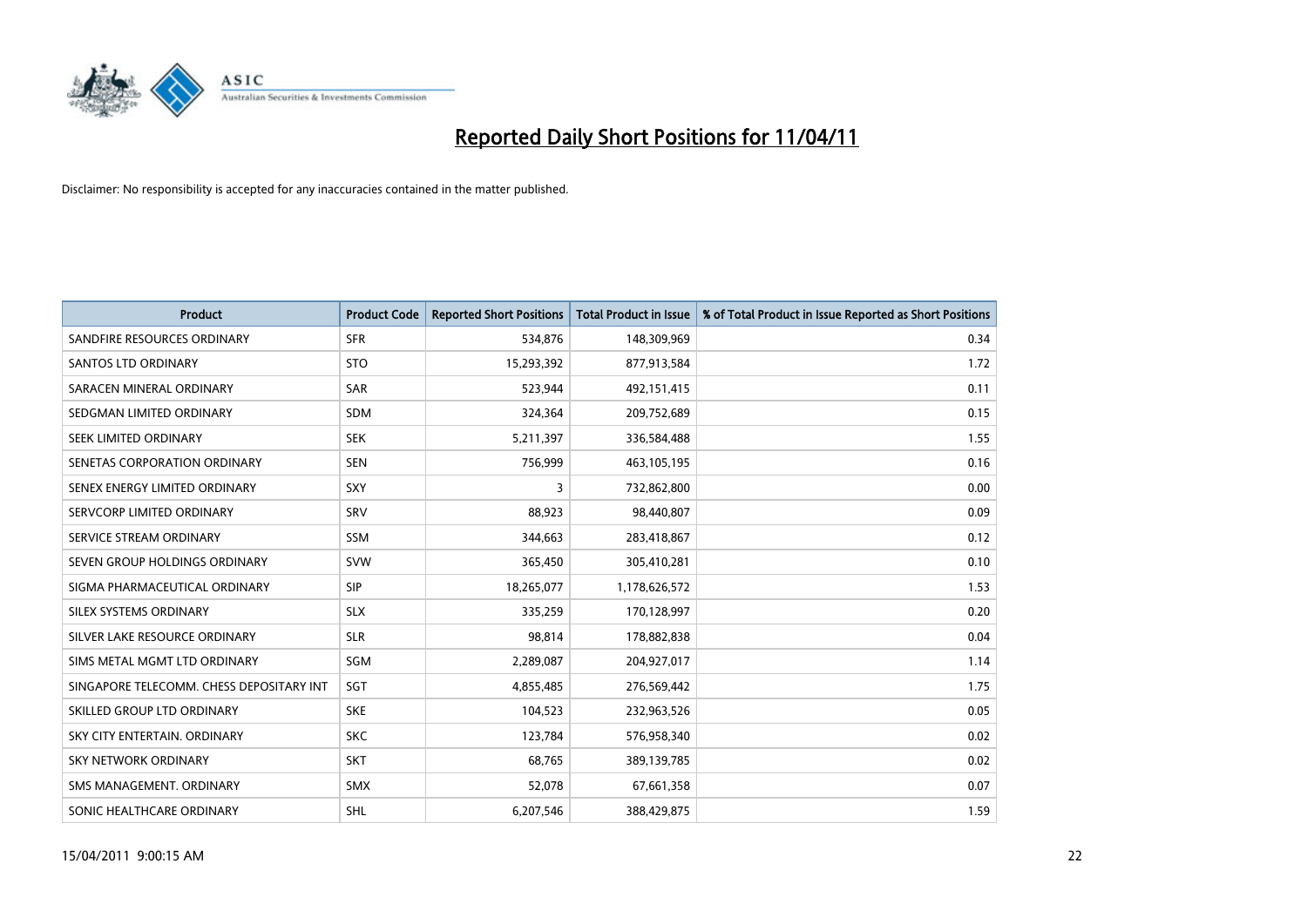# Reported Daily Short Positions for 11/04/11

Disclaimer: No responsibility is accepted for any inaccuracies contained in the matter published.

| Product | Product Code | Reported Short Positions | Total Product in Issue | % of Total Product in Issue Reported as Short Positions |
|---|---|---|---|---|
| SANDFIRE RESOURCES ORDINARY | SFR | 534,876 | 148,309,969 | 0.34 |
| SANTOS LTD ORDINARY | STO | 15,293,392 | 877,913,584 | 1.72 |
| SARACEN MINERAL ORDINARY | SAR | 523,944 | 492,151,415 | 0.11 |
| SEDGMAN LIMITED ORDINARY | SDM | 324,364 | 209,752,689 | 0.15 |
| SEEK LIMITED ORDINARY | SEK | 5,211,397 | 336,584,488 | 1.55 |
| SENETAS CORPORATION ORDINARY | SEN | 756,999 | 463,105,195 | 0.16 |
| SENEX ENERGY LIMITED ORDINARY | SXY | 3 | 732,862,800 | 0.00 |
| SERVCORP LIMITED ORDINARY | SRV | 88,923 | 98,440,807 | 0.09 |
| SERVICE STREAM ORDINARY | SSM | 344,663 | 283,418,867 | 0.12 |
| SEVEN GROUP HOLDINGS ORDINARY | SVW | 365,450 | 305,410,281 | 0.10 |
| SIGMA PHARMACEUTICAL ORDINARY | SIP | 18,265,077 | 1,178,626,572 | 1.53 |
| SILEX SYSTEMS ORDINARY | SLX | 335,259 | 170,128,997 | 0.20 |
| SILVER LAKE RESOURCE ORDINARY | SLR | 98,814 | 178,882,838 | 0.04 |
| SIMS METAL MGMT LTD ORDINARY | SGM | 2,289,087 | 204,927,017 | 1.14 |
| SINGAPORE TELECOMM. CHESS DEPOSITARY INT | SGT | 4,855,485 | 276,569,442 | 1.75 |
| SKILLED GROUP LTD ORDINARY | SKE | 104,523 | 232,963,526 | 0.05 |
| SKY CITY ENTERTAIN. ORDINARY | SKC | 123,784 | 576,958,340 | 0.02 |
| SKY NETWORK ORDINARY | SKT | 68,765 | 389,139,785 | 0.02 |
| SMS MANAGEMENT. ORDINARY | SMX | 52,078 | 67,661,358 | 0.07 |
| SONIC HEALTHCARE ORDINARY | SHL | 6,207,546 | 388,429,875 | 1.59 |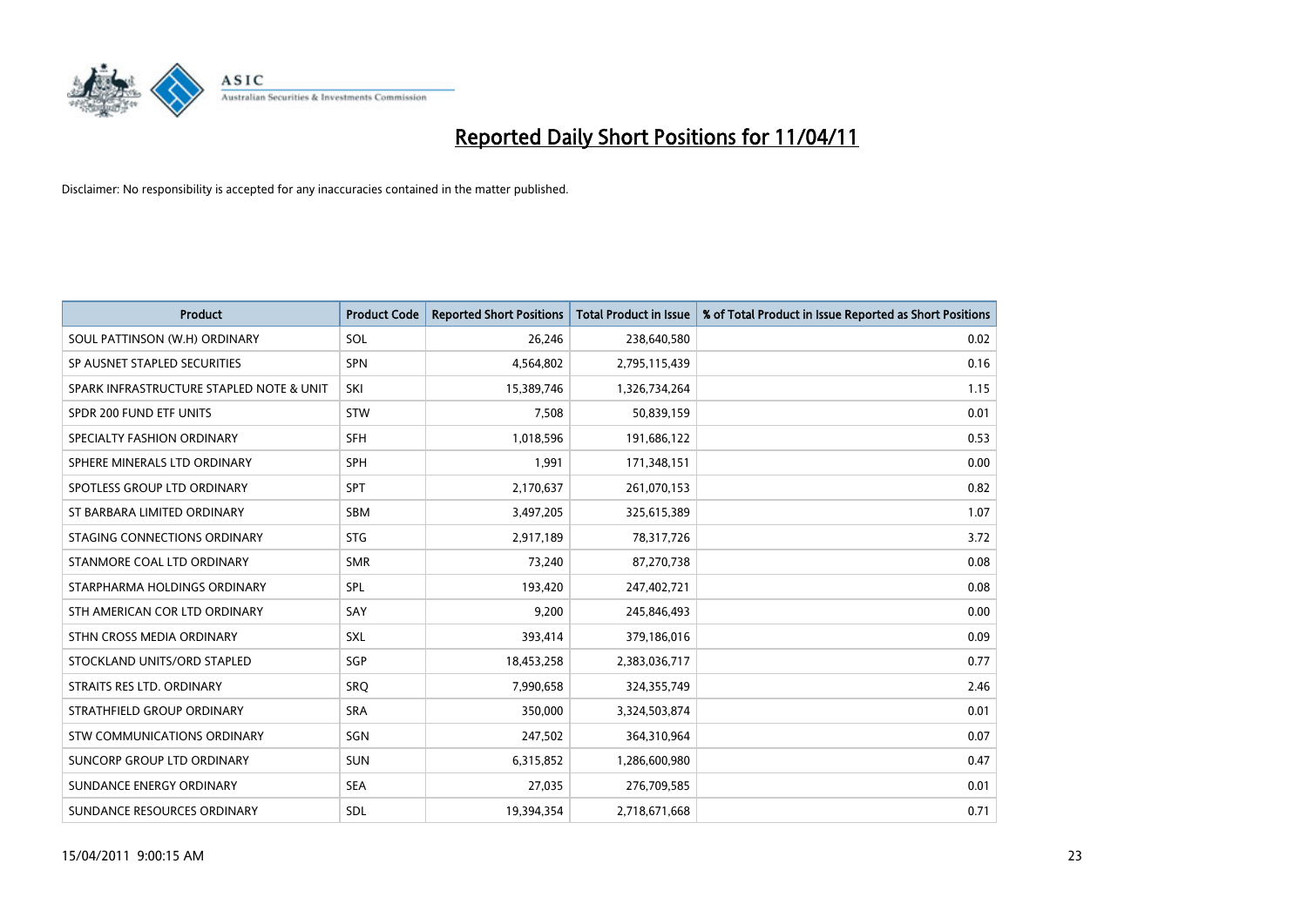# Reported Daily Short Positions for 11/04/11

Disclaimer: No responsibility is accepted for any inaccuracies contained in the matter published.

| Product | Product Code | Reported Short Positions | Total Product in Issue | % of Total Product in Issue Reported as Short Positions |
|---|---|---|---|---|
| SOUL PATTINSON (W.H) ORDINARY | SOL | 26,246 | 238,640,580 | 0.02 |
| SP AUSNET STAPLED SECURITIES | SPN | 4,564,802 | 2,795,115,439 | 0.16 |
| SPARK INFRASTRUCTURE STAPLED NOTE & UNIT | SKI | 15,389,746 | 1,326,734,264 | 1.15 |
| SPDR 200 FUND ETF UNITS | STW | 7,508 | 50,839,159 | 0.01 |
| SPECIALTY FASHION ORDINARY | SFH | 1,018,596 | 191,686,122 | 0.53 |
| SPHERE MINERALS LTD ORDINARY | SPH | 1,991 | 171,348,151 | 0.00 |
| SPOTLESS GROUP LTD ORDINARY | SPT | 2,170,637 | 261,070,153 | 0.82 |
| ST BARBARA LIMITED ORDINARY | SBM | 3,497,205 | 325,615,389 | 1.07 |
| STAGING CONNECTIONS ORDINARY | STG | 2,917,189 | 78,317,726 | 3.72 |
| STANMORE COAL LTD ORDINARY | SMR | 73,240 | 87,270,738 | 0.08 |
| STARPHARMA HOLDINGS ORDINARY | SPL | 193,420 | 247,402,721 | 0.08 |
| STH AMERICAN COR LTD ORDINARY | SAY | 9,200 | 245,846,493 | 0.00 |
| STHN CROSS MEDIA ORDINARY | SXL | 393,414 | 379,186,016 | 0.09 |
| STOCKLAND UNITS/ORD STAPLED | SGP | 18,453,258 | 2,383,036,717 | 0.77 |
| STRAITS RES LTD. ORDINARY | SRQ | 7,990,658 | 324,355,749 | 2.46 |
| STRATHFIELD GROUP ORDINARY | SRA | 350,000 | 3,324,503,874 | 0.01 |
| STW COMMUNICATIONS ORDINARY | SGN | 247,502 | 364,310,964 | 0.07 |
| SUNCORP GROUP LTD ORDINARY | SUN | 6,315,852 | 1,286,600,980 | 0.47 |
| SUNDANCE ENERGY ORDINARY | SEA | 27,035 | 276,709,585 | 0.01 |
| SUNDANCE RESOURCES ORDINARY | SDL | 19,394,354 | 2,718,671,668 | 0.71 |

15/04/2011 9:00:15 AM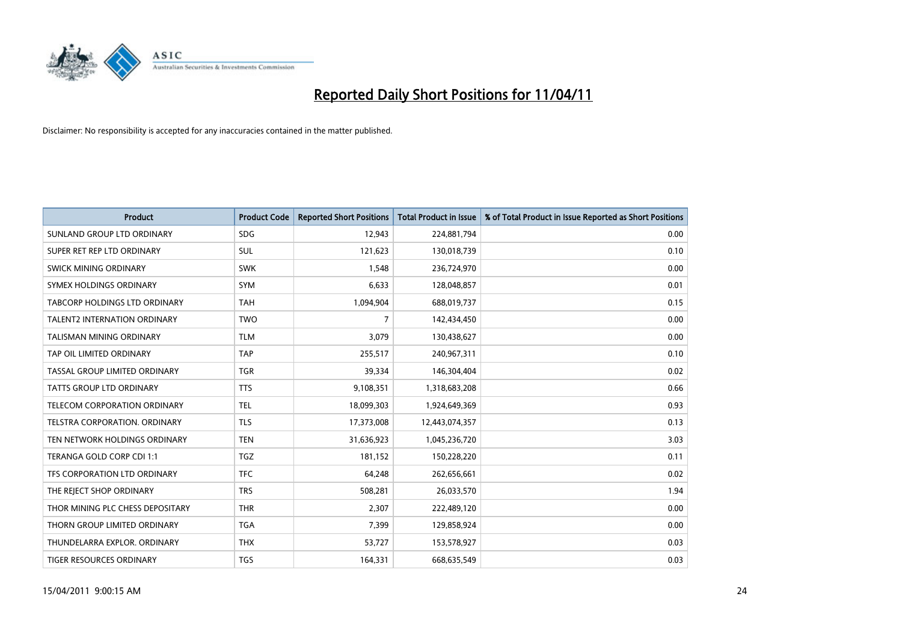# Reported Daily Short Positions for 11/04/11

Disclaimer: No responsibility is accepted for any inaccuracies contained in the matter published.

| Product | Product Code | Reported Short Positions | Total Product in Issue | % of Total Product in Issue Reported as Short Positions |
|---|---|---|---|---|
| SUNLAND GROUP LTD ORDINARY | SDG | 12,943 | 224,881,794 | 0.00 |
| SUPER RET REP LTD ORDINARY | SUL | 121,623 | 130,018,739 | 0.10 |
| SWICK MINING ORDINARY | SWK | 1,548 | 236,724,970 | 0.00 |
| SYMEX HOLDINGS ORDINARY | SYM | 6,633 | 128,048,857 | 0.01 |
| TABCORP HOLDINGS LTD ORDINARY | TAH | 1,094,904 | 688,019,737 | 0.15 |
| TALENT2 INTERNATION ORDINARY | TWO | 7 | 142,434,450 | 0.00 |
| TALISMAN MINING ORDINARY | TLM | 3,079 | 130,438,627 | 0.00 |
| TAP OIL LIMITED ORDINARY | TAP | 255,517 | 240,967,311 | 0.10 |
| TASSAL GROUP LIMITED ORDINARY | TGR | 39,334 | 146,304,404 | 0.02 |
| TATTS GROUP LTD ORDINARY | TTS | 9,108,351 | 1,318,683,208 | 0.66 |
| TELECOM CORPORATION ORDINARY | TEL | 18,099,303 | 1,924,649,369 | 0.93 |
| TELSTRA CORPORATION. ORDINARY | TLS | 17,373,008 | 12,443,074,357 | 0.13 |
| TEN NETWORK HOLDINGS ORDINARY | TEN | 31,636,923 | 1,045,236,720 | 3.03 |
| TERANGA GOLD CORP CDI 1:1 | TGZ | 181,152 | 150,228,220 | 0.11 |
| TFS CORPORATION LTD ORDINARY | TFC | 64,248 | 262,656,661 | 0.02 |
| THE REJECT SHOP ORDINARY | TRS | 508,281 | 26,033,570 | 1.94 |
| THOR MINING PLC CHESS DEPOSITARY | THR | 2,307 | 222,489,120 | 0.00 |
| THORN GROUP LIMITED ORDINARY | TGA | 7,399 | 129,858,924 | 0.00 |
| THUNDELARRA EXPLOR. ORDINARY | THX | 53,727 | 153,578,927 | 0.03 |
| TIGER RESOURCES ORDINARY | TGS | 164,331 | 668,635,549 | 0.03 |

15/04/2011 9:00:15 AM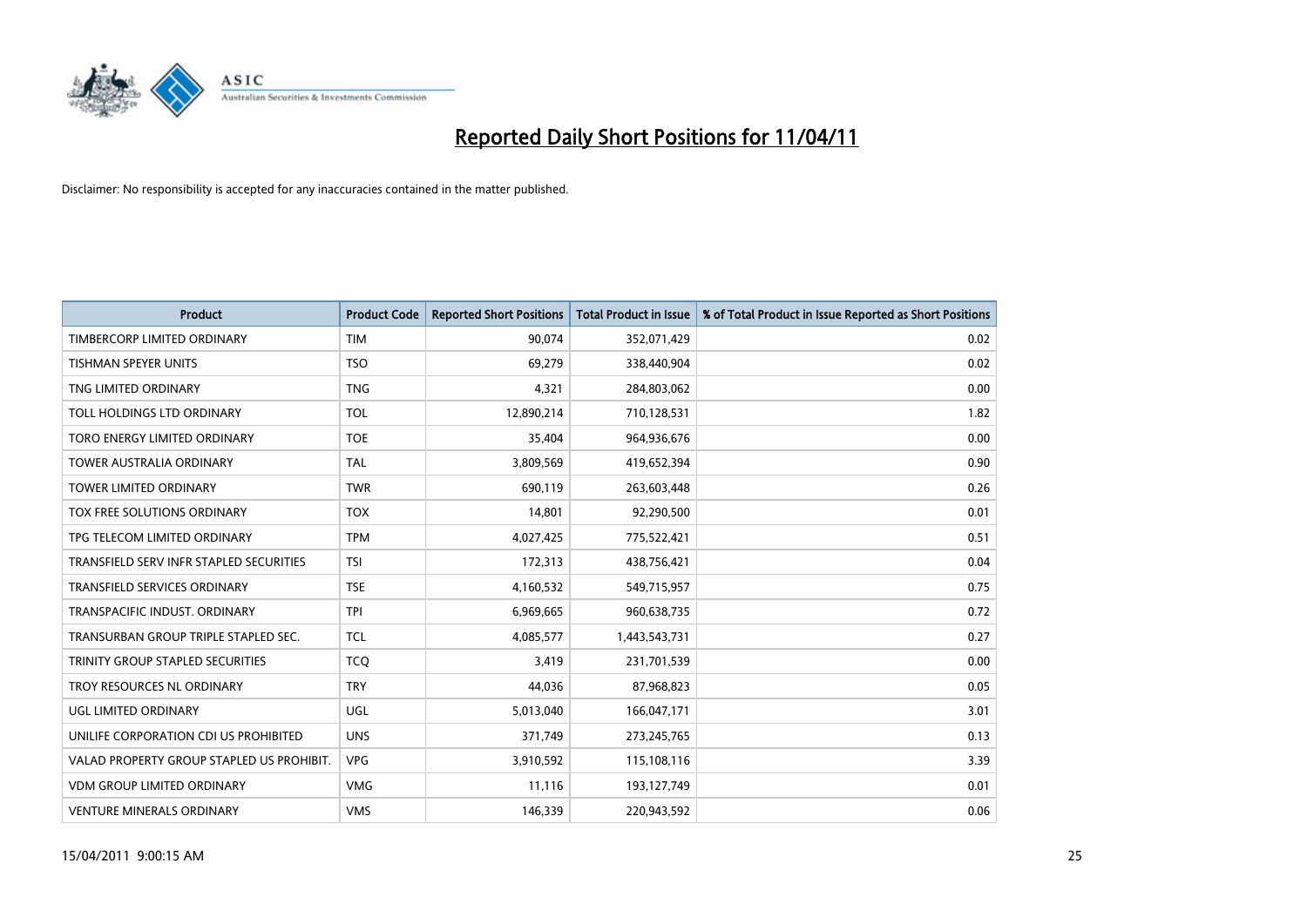# Reported Daily Short Positions for 11/04/11

Disclaimer: No responsibility is accepted for any inaccuracies contained in the matter published.

| Product | Product Code | Reported Short Positions | Total Product in Issue | % of Total Product in Issue Reported as Short Positions |
|---|---|---|---|---|
| TIMBERCORP LIMITED ORDINARY | TIM | 90,074 | 352,071,429 | 0.02 |
| TISHMAN SPEYER UNITS | TSO | 69,279 | 338,440,904 | 0.02 |
| TNG LIMITED ORDINARY | TNG | 4,321 | 284,803,062 | 0.00 |
| TOLL HOLDINGS LTD ORDINARY | TOL | 12,890,214 | 710,128,531 | 1.82 |
| TORO ENERGY LIMITED ORDINARY | TOE | 35,404 | 964,936,676 | 0.00 |
| TOWER AUSTRALIA ORDINARY | TAL | 3,809,569 | 419,652,394 | 0.90 |
| TOWER LIMITED ORDINARY | TWR | 690,119 | 263,603,448 | 0.26 |
| TOX FREE SOLUTIONS ORDINARY | TOX | 14,801 | 92,290,500 | 0.01 |
| TPG TELECOM LIMITED ORDINARY | TPM | 4,027,425 | 775,522,421 | 0.51 |
| TRANSFIELD SERV INFR STAPLED SECURITIES | TSI | 172,313 | 438,756,421 | 0.04 |
| TRANSFIELD SERVICES ORDINARY | TSE | 4,160,532 | 549,715,957 | 0.75 |
| TRANSPACIFIC INDUST. ORDINARY | TPI | 6,969,665 | 960,638,735 | 0.72 |
| TRANSURBAN GROUP TRIPLE STAPLED SEC. | TCL | 4,085,577 | 1,443,543,731 | 0.27 |
| TRINITY GROUP STAPLED SECURITIES | TCQ | 3,419 | 231,701,539 | 0.00 |
| TROY RESOURCES NL ORDINARY | TRY | 44,036 | 87,968,823 | 0.05 |
| UGL LIMITED ORDINARY | UGL | 5,013,040 | 166,047,171 | 3.01 |
| UNILIFE CORPORATION CDI US PROHIBITED | UNS | 371,749 | 273,245,765 | 0.13 |
| VALAD PROPERTY GROUP STAPLED US PROHIBIT. | VPG | 3,910,592 | 115,108,116 | 3.39 |
| VDM GROUP LIMITED ORDINARY | VMG | 11,116 | 193,127,749 | 0.01 |
| VENTURE MINERALS ORDINARY | VMS | 146,339 | 220,943,592 | 0.06 |

15/04/2011 9:00:15 AM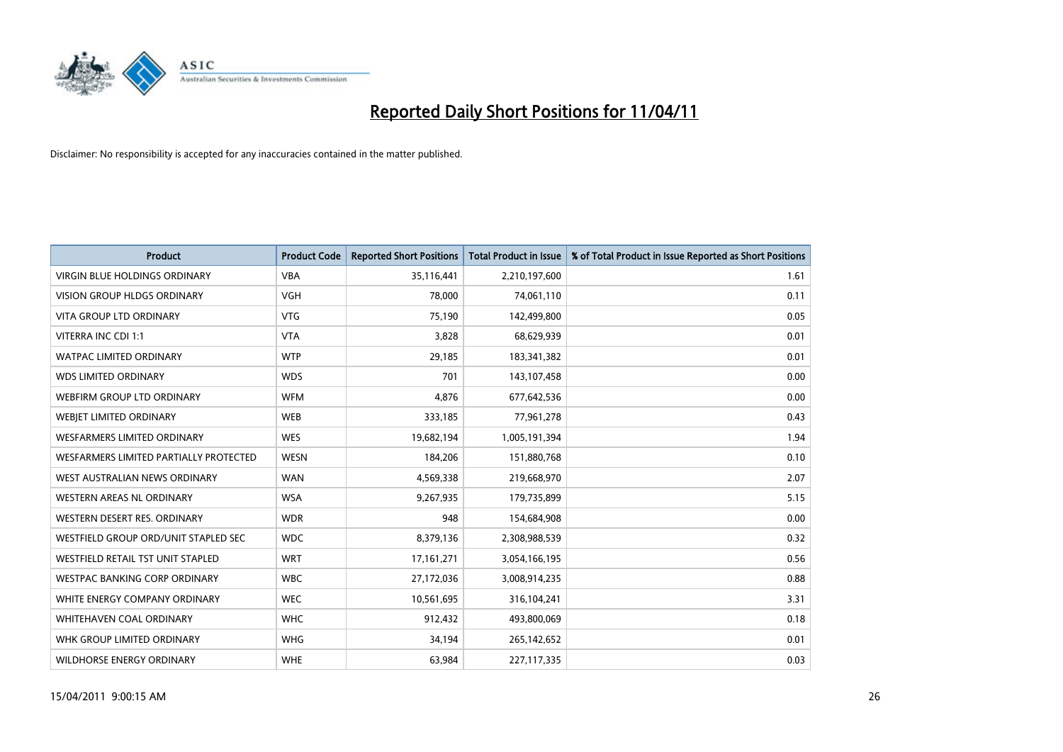# Reported Daily Short Positions for 11/04/11

Disclaimer: No responsibility is accepted for any inaccuracies contained in the matter published.

| Product | Product Code | Reported Short Positions | Total Product in Issue | % of Total Product in Issue Reported as Short Positions |
|---|---|---|---|---|
| VIRGIN BLUE HOLDINGS ORDINARY | VBA | 35,116,441 | 2,210,197,600 | 1.61 |
| VISION GROUP HLDGS ORDINARY | VGH | 78,000 | 74,061,110 | 0.11 |
| VITA GROUP LTD ORDINARY | VTG | 75,190 | 142,499,800 | 0.05 |
| VITERRA INC CDI 1:1 | VTA | 3,828 | 68,629,939 | 0.01 |
| WATPAC LIMITED ORDINARY | WTP | 29,185 | 183,341,382 | 0.01 |
| WDS LIMITED ORDINARY | WDS | 701 | 143,107,458 | 0.00 |
| WEBFIRM GROUP LTD ORDINARY | WFM | 4,876 | 677,642,536 | 0.00 |
| WEBJET LIMITED ORDINARY | WEB | 333,185 | 77,961,278 | 0.43 |
| WESFARMERS LIMITED ORDINARY | WES | 19,682,194 | 1,005,191,394 | 1.94 |
| WESFARMERS LIMITED PARTIALLY PROTECTED | WESN | 184,206 | 151,880,768 | 0.10 |
| WEST AUSTRALIAN NEWS ORDINARY | WAN | 4,569,338 | 219,668,970 | 2.07 |
| WESTERN AREAS NL ORDINARY | WSA | 9,267,935 | 179,735,899 | 5.15 |
| WESTERN DESERT RES. ORDINARY | WDR | 948 | 154,684,908 | 0.00 |
| WESTFIELD GROUP ORD/UNIT STAPLED SEC | WDC | 8,379,136 | 2,308,988,539 | 0.32 |
| WESTFIELD RETAIL TST UNIT STAPLED | WRT | 17,161,271 | 3,054,166,195 | 0.56 |
| WESTPAC BANKING CORP ORDINARY | WBC | 27,172,036 | 3,008,914,235 | 0.88 |
| WHITE ENERGY COMPANY ORDINARY | WEC | 10,561,695 | 316,104,241 | 3.31 |
| WHITEHAVEN COAL ORDINARY | WHC | 912,432 | 493,800,069 | 0.18 |
| WHK GROUP LIMITED ORDINARY | WHG | 34,194 | 265,142,652 | 0.01 |
| WILDHORSE ENERGY ORDINARY | WHE | 63,984 | 227,117,335 | 0.03 |

15/04/2011 9:00:15 AM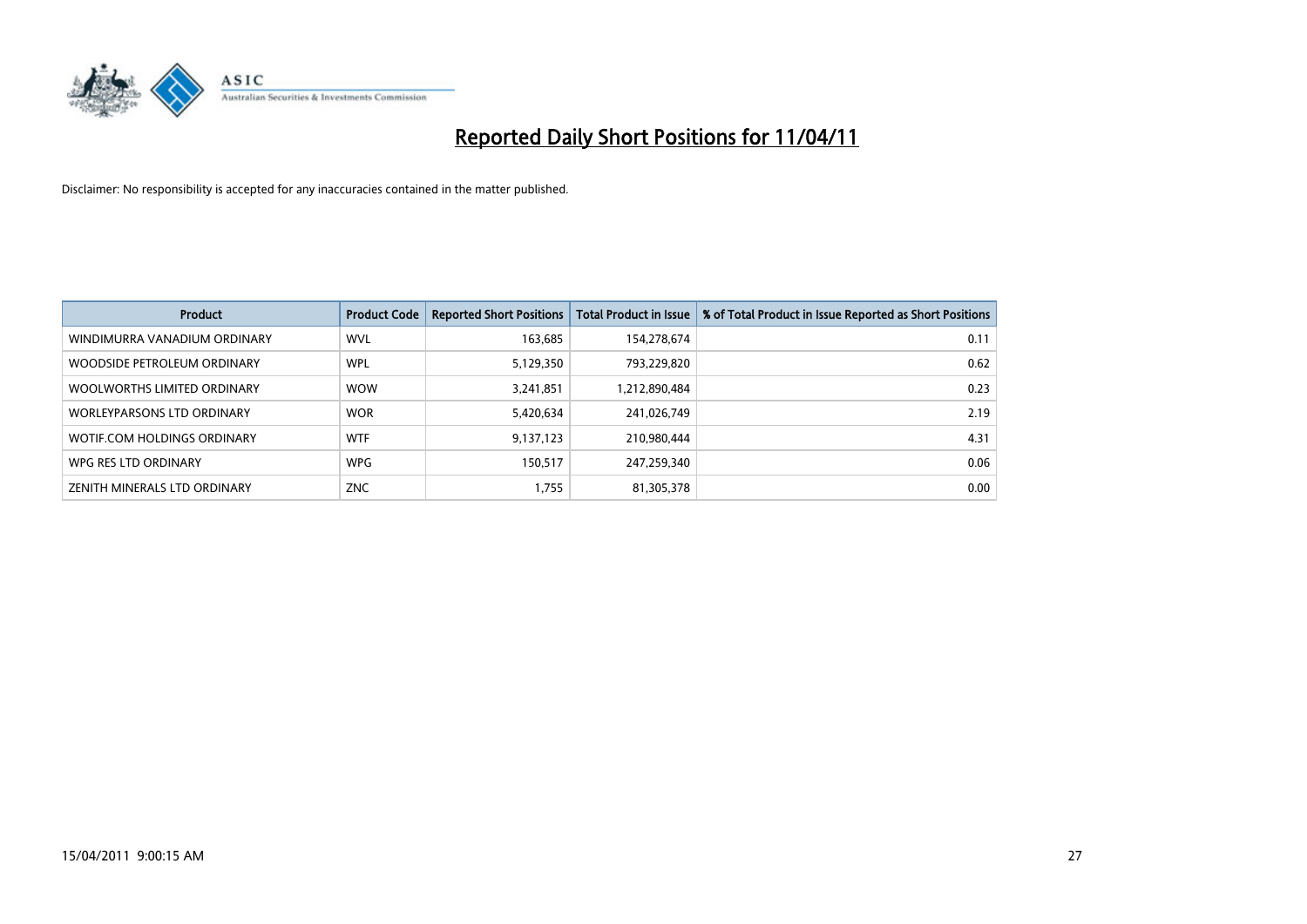# Reported Daily Short Positions for 11/04/11

Disclaimer: No responsibility is accepted for any inaccuracies contained in the matter published.

| Product | Product Code | Reported Short Positions | Total Product in Issue | % of Total Product in Issue Reported as Short Positions |
|---|---|---|---|---|
| WINDIMURRA VANADIUM ORDINARY | WVL | 163,685 | 154,278,674 | 0.11 |
| WOODSIDE PETROLEUM ORDINARY | WPL | 5,129,350 | 793,229,820 | 0.62 |
| WOOLWORTHS LIMITED ORDINARY | WOW | 3,241,851 | 1,212,890,484 | 0.23 |
| WORLEYPARSONS LTD ORDINARY | WOR | 5,420,634 | 241,026,749 | 2.19 |
| WOTIF.COM HOLDINGS ORDINARY | WTF | 9,137,123 | 210,980,444 | 4.31 |
| WPG RES LTD ORDINARY | WPG | 150,517 | 247,259,340 | 0.06 |
| ZENITH MINERALS LTD ORDINARY | ZNC | 1,755 | 81,305,378 | 0.00 |

15/04/2011 9:00:15 AM